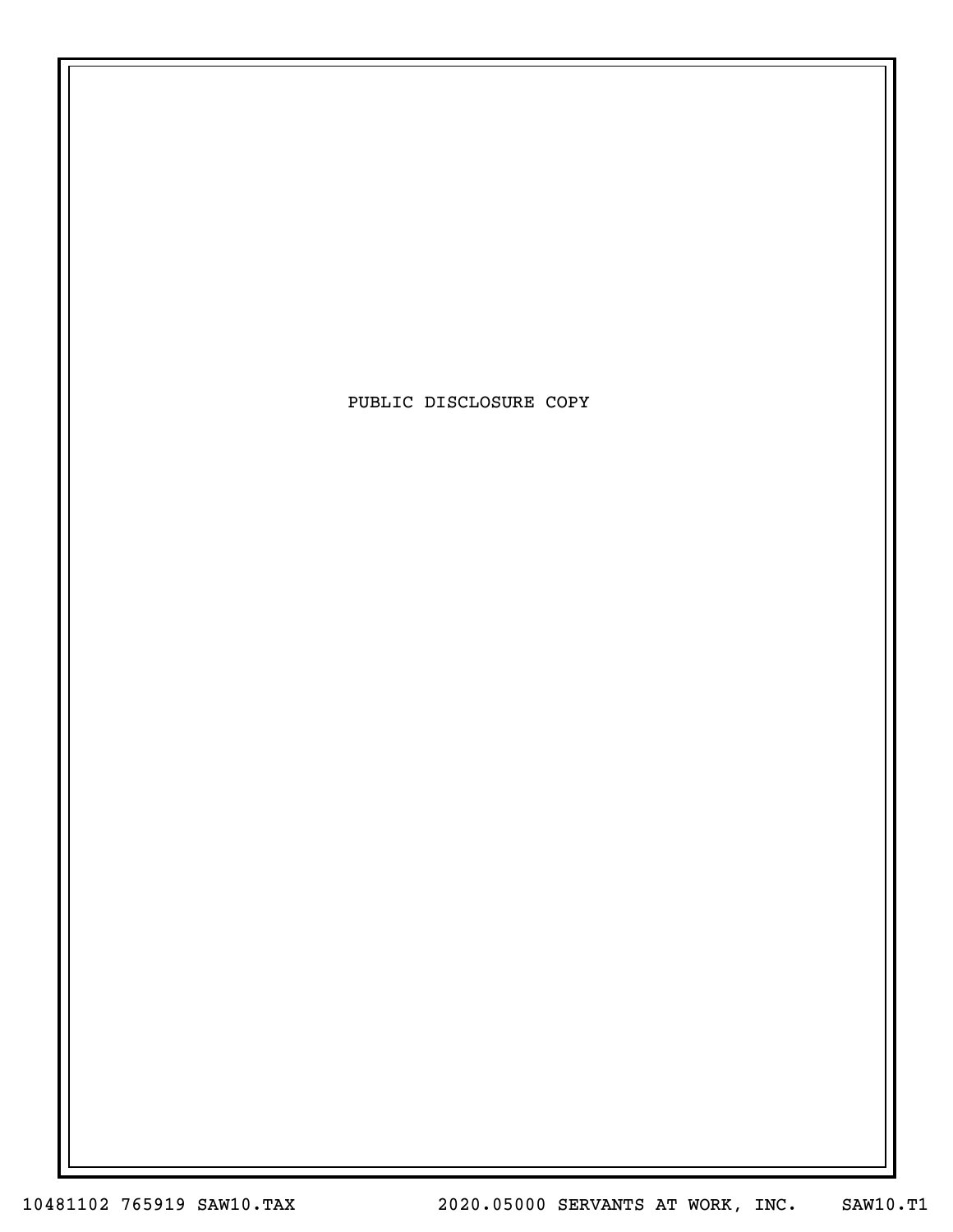PUBLIC DISCLOSURE COPY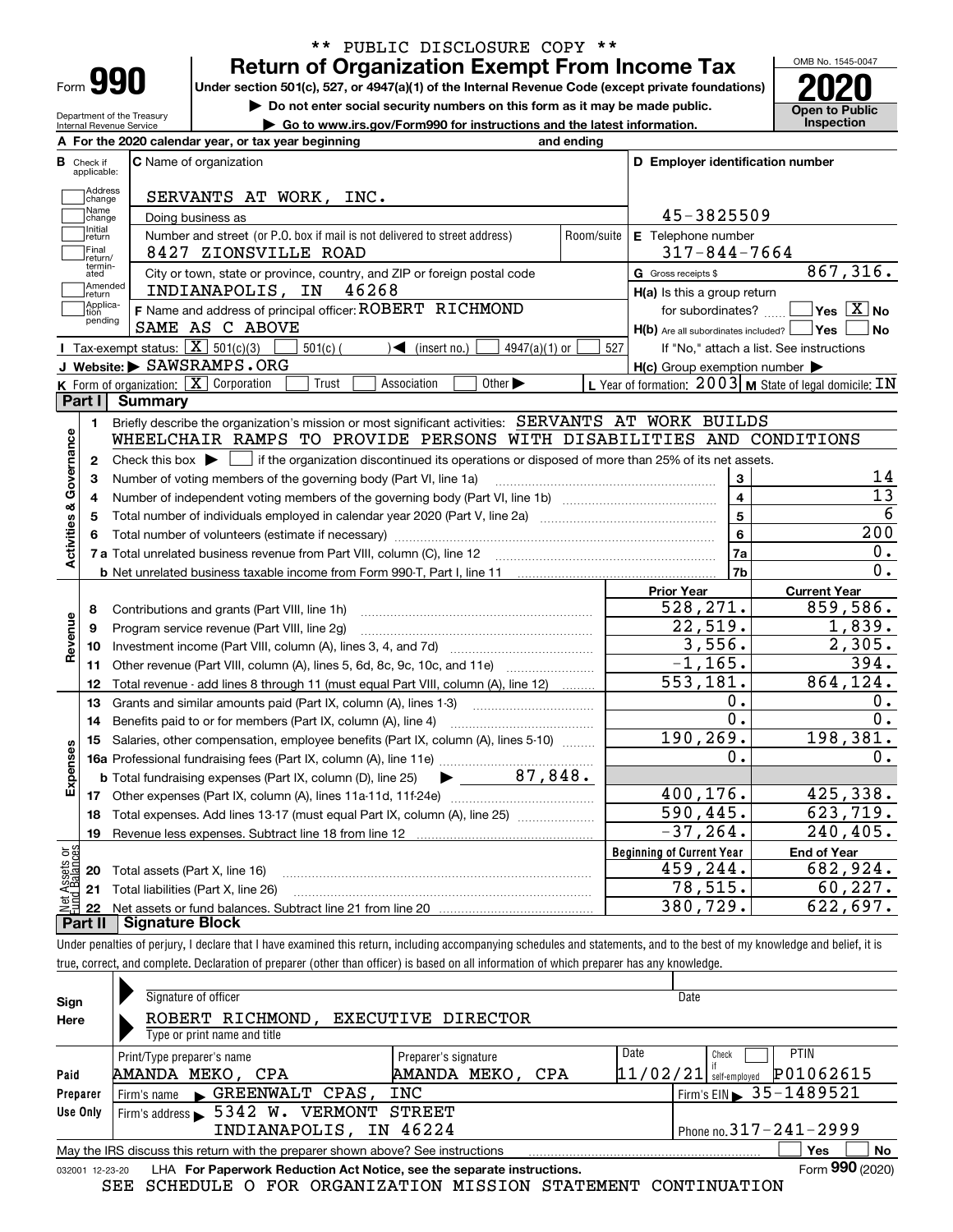\*\* PUBLIC DISCLOSURE COPY \*\*

# Form 990 — Return of Organization Exempt From Income Tax

Under section 501(c), 527, or 4947(a)(1) of the Internal Revenue Code (except private foundations)

▶ Do not enter social security numbers on this form as it may be made public.

▶ Go to www.irs.gov/Form990 for instructions and the latest information.

Department of the Treasury
Internal Revenue Service

OMB No. 1545-0047

**2020**

**Open to Public Inspection**

**A** For the 2020 calendar year, or tax year beginning and ending

**B** Check if applicable: Address change, Name change, Initial return, Final return/terminated, Amended return, Application pending

**C** Name of organization: SERVANTS AT WORK, INC.

Doing business as

Number and street (or P.O. box if mail is not delivered to street address): 8427 ZIONSVILLE ROAD — Room/suite

City or town, state or province, country, and ZIP or foreign postal code: INDIANAPOLIS, IN 46268

**D** Employer identification number: 45-3825509

**E** Telephone number: 317-844-7664

**G** Gross receipts $ 867,316.

**F** Name and address of principal officer: ROBERT RICHMOND
SAME AS C ABOVE

**H(a)** Is this a group return for subordinates? Yes [ ] No [X]

**H(b)** Are all subordinates included? Yes [ ] No [ ]
If "No," attach a list. See instructions

**H(c)** Group exemption number ▶

**I** Tax-exempt status: [X] 501(c)(3) [ ] 501(c) ( ) ◀ (insert no.) [ ] 4947(a)(1) or [ ] 527

**J** Website: ▶ SAWSRAMPS.ORG

**K** Form of organization: [X] Corporation [ ] Trust [ ] Association [ ] Other ▶

**L** Year of formation: 2003 **M** State of legal domicile: IN

## Part I Summary

**Activities & Governance**

1 Briefly describe the organization's mission or most significant activities: SERVANTS AT WORK BUILDS WHEELCHAIR RAMPS TO PROVIDE PERSONS WITH DISABILITIES AND CONDITIONS

2 Check this box ▶ [ ] if the organization discontinued its operations or disposed of more than 25% of its net assets.

| | | | |
|---|---|---|---|
| 3 | Number of voting members of the governing body (Part VI, line 1a) | 3 | 14 |
| 4 | Number of independent voting members of the governing body (Part VI, line 1b) | 4 | 13 |
| 5 | Total number of individuals employed in calendar year 2020 (Part V, line 2a) | 5 | 6 |
| 6 | Total number of volunteers (estimate if necessary) | 6 | 200 |
| 7a | Total unrelated business revenue from Part VIII, column (C), line 12 | 7a | 0. |
| b | Net unrelated business taxable income from Form 990-T, Part I, line 11 | 7b | 0. |

| | | Prior Year | Current Year |
|---|---|---|---|
| **Revenue** | | | |
| 8 | Contributions and grants (Part VIII, line 1h) | 528,271. | 859,586. |
| 9 | Program service revenue (Part VIII, line 2g) | 22,519. | 1,839. |
| 10 | Investment income (Part VIII, column (A), lines 3, 4, and 7d) | 3,556. | 2,305. |
| 11 | Other revenue (Part VIII, column (A), lines 5, 6d, 8c, 9c, 10c, and 11e) | -1,165. | 394. |
| 12 | Total revenue - add lines 8 through 11 (must equal Part VIII, column (A), line 12) | 553,181. | 864,124. |
| **Expenses** | | | |
| 13 | Grants and similar amounts paid (Part IX, column (A), lines 1-3) | 0. | 0. |
| 14 | Benefits paid to or for members (Part IX, column (A), line 4) | 0. | 0. |
| 15 | Salaries, other compensation, employee benefits (Part IX, column (A), lines 5-10) | 190,269. | 198,381. |
| 16a | Professional fundraising fees (Part IX, column (A), line 11e) | 0. | 0. |
| b | Total fundraising expenses (Part IX, column (D), line 25) ▶ 87,848. | | |
| 17 | Other expenses (Part IX, column (A), lines 11a-11d, 11f-24e) | 400,176. | 425,338. |
| 18 | Total expenses. Add lines 13-17 (must equal Part IX, column (A), line 25) | 590,445. | 623,719. |
| 19 | Revenue less expenses. Subtract line 18 from line 12 | -37,264. | 240,405. |

| | **Net Assets or Fund Balances** | Beginning of Current Year | End of Year |
|---|---|---|---|
| 20 | Total assets (Part X, line 16) | 459,244. | 682,924. |
| 21 | Total liabilities (Part X, line 26) | 78,515. | 60,227. |
| 22 | Net assets or fund balances. Subtract line 21 from line 20 | 380,729. | 622,697. |

## Part II Signature Block

Under penalties of perjury, I declare that I have examined this return, including accompanying schedules and statements, and to the best of my knowledge and belief, it is true, correct, and complete. Declaration of preparer (other than officer) is based on all information of which preparer has any knowledge.

**Sign Here**

Signature of officer — Date

ROBERT RICHMOND, EXECUTIVE DIRECTOR
Type or print name and title

**Paid Preparer Use Only**

| Print/Type preparer's name | Preparer's signature | Date | Check [ ] if self-employed | PTIN |
|---|---|---|---|---|
| AMANDA MEKO, CPA | AMANDA MEKO, CPA | 11/02/21 | | P01062615 |

Firm's name ▶ GREENWALT CPAS, INC — Firm's EIN ▶ 35-1489521

Firm's address ▶ 5342 W. VERMONT STREET, INDIANAPOLIS, IN 46224 — Phone no. 317-241-2999

May the IRS discuss this return with the preparer shown above? See instructions [ ] Yes [ ] No

032001 12-23-20 LHA For Paperwork Reduction Act Notice, see the separate instructions. Form **990** (2020)

SEE SCHEDULE O FOR ORGANIZATION MISSION STATEMENT CONTINUATION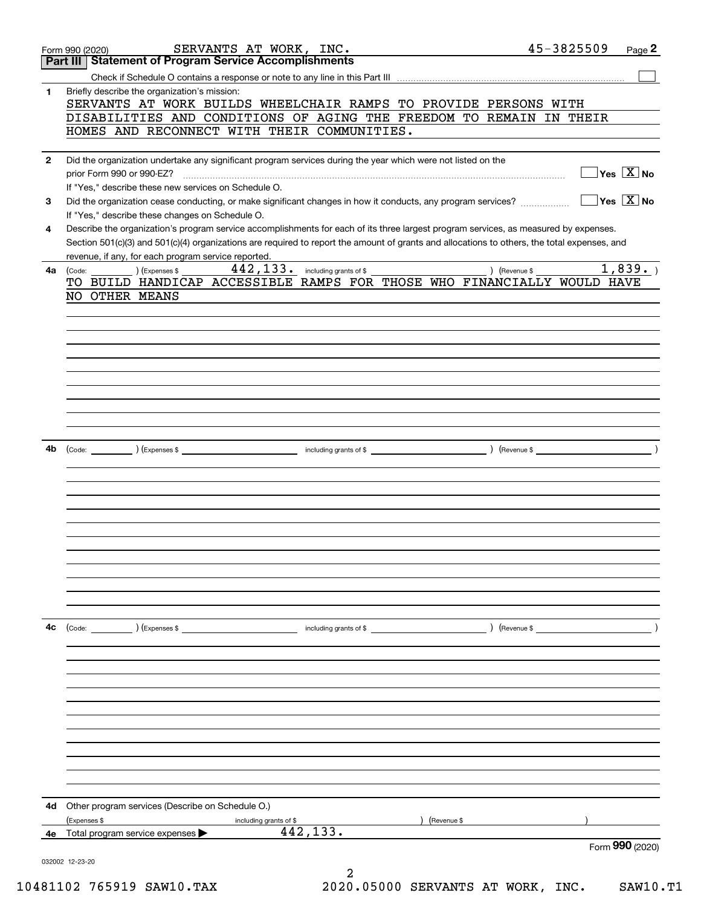Form 990 (2020) SERVANTS AT WORK, INC. 45-3825509 Page **2**

## Part III Statement of Program Service Accomplishments

Check if Schedule O contains a response or note to any line in this Part III ☐

**1** Briefly describe the organization's mission:

SERVANTS AT WORK BUILDS WHEELCHAIR RAMPS TO PROVIDE PERSONS WITH DISABILITIES AND CONDITIONS OF AGING THE FREEDOM TO REMAIN IN THEIR HOMES AND RECONNECT WITH THEIR COMMUNITIES.

**2** Did the organization undertake any significant program services during the year which were not listed on the prior Form 990 or 990-EZ? ☐ Yes ☒ No

If "Yes," describe these new services on Schedule O.

**3** Did the organization cease conducting, or make significant changes in how it conducts, any program services? ☐ Yes ☒ No

If "Yes," describe these changes on Schedule O.

**4** Describe the organization's program service accomplishments for each of its three largest program services, as measured by expenses. Section 501(c)(3) and 501(c)(4) organizations are required to report the amount of grants and allocations to others, the total expenses, and revenue, if any, for each program service reported.

**4a** (Code: ) (Expenses $ 442,133. including grants of $ ) (Revenue $ 1,839. )

TO BUILD HANDICAP ACCESSIBLE RAMPS FOR THOSE WHO FINANCIALLY WOULD HAVE NO OTHER MEANS

**4b** (Code: ) (Expenses $ including grants of $ ) (Revenue $ )

**4c** (Code: ) (Expenses $ including grants of $ ) (Revenue $ )

**4d** Other program services (Describe on Schedule O.)

(Expenses $ including grants of $ ) (Revenue $ )

**4e** Total program service expenses ▶ 442,133.

Form **990** (2020)

032002 12-23-20

10481102 765919 SAW10.TAX 2020.05000 SERVANTS AT WORK, INC. SAW10.T1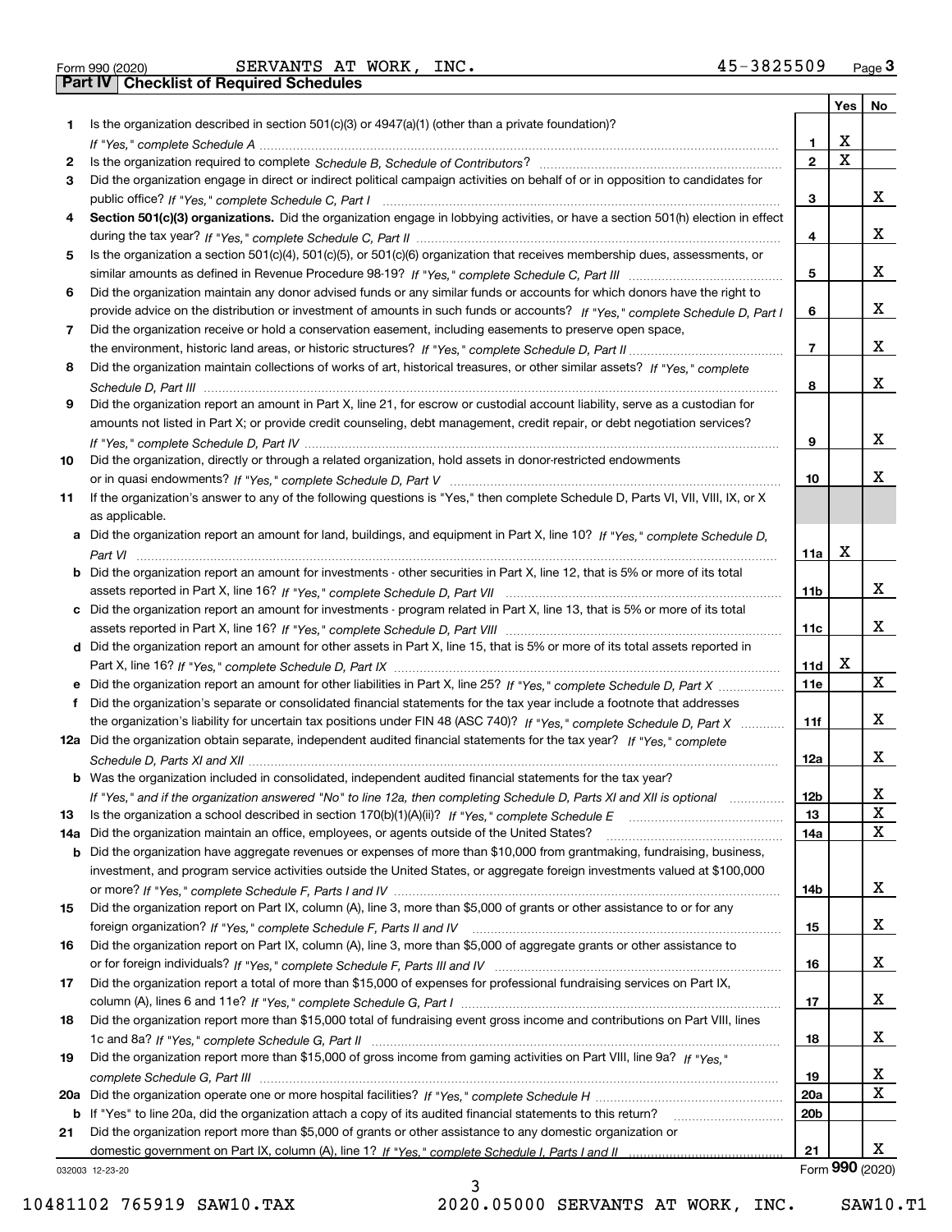Form 990 (2020) SERVANTS AT WORK, INC. 45-3825509 Page 3

## Part IV Checklist of Required Schedules

| | | | Yes | No |
|---|---|---|---|---|
| 1 | Is the organization described in section 501(c)(3) or 4947(a)(1) (other than a private foundation)? *If "Yes," complete Schedule A* | 1 | X | |
| 2 | Is the organization required to complete *Schedule B, Schedule of Contributors*? | 2 | X | |
| 3 | Did the organization engage in direct or indirect political campaign activities on behalf of or in opposition to candidates for public office? *If "Yes," complete Schedule C, Part I* | 3 | | X |
| 4 | **Section 501(c)(3) organizations.** Did the organization engage in lobbying activities, or have a section 501(h) election in effect during the tax year? *If "Yes," complete Schedule C, Part II* | 4 | | X |
| 5 | Is the organization a section 501(c)(4), 501(c)(5), or 501(c)(6) organization that receives membership dues, assessments, or similar amounts as defined in Revenue Procedure 98-19? *If "Yes," complete Schedule C, Part III* | 5 | | X |
| 6 | Did the organization maintain any donor advised funds or any similar funds or accounts for which donors have the right to provide advice on the distribution or investment of amounts in such funds or accounts? *If "Yes," complete Schedule D, Part I* | 6 | | X |
| 7 | Did the organization receive or hold a conservation easement, including easements to preserve open space, the environment, historic land areas, or historic structures? *If "Yes," complete Schedule D, Part II* | 7 | | X |
| 8 | Did the organization maintain collections of works of art, historical treasures, or other similar assets? *If "Yes," complete Schedule D, Part III* | 8 | | X |
| 9 | Did the organization report an amount in Part X, line 21, for escrow or custodial account liability, serve as a custodian for amounts not listed in Part X; or provide credit counseling, debt management, credit repair, or debt negotiation services? *If "Yes," complete Schedule D, Part IV* | 9 | | X |
| 10 | Did the organization, directly or through a related organization, hold assets in donor-restricted endowments or in quasi endowments? *If "Yes," complete Schedule D, Part V* | 10 | | X |
| 11 | If the organization's answer to any of the following questions is "Yes," then complete Schedule D, Parts VI, VII, VIII, IX, or X as applicable. | | | |
| a | Did the organization report an amount for land, buildings, and equipment in Part X, line 10? *If "Yes," complete Schedule D, Part VI* | 11a | X | |
| b | Did the organization report an amount for investments - other securities in Part X, line 12, that is 5% or more of its total assets reported in Part X, line 16? *If "Yes," complete Schedule D, Part VII* | 11b | | X |
| c | Did the organization report an amount for investments - program related in Part X, line 13, that is 5% or more of its total assets reported in Part X, line 16? *If "Yes," complete Schedule D, Part VIII* | 11c | | X |
| d | Did the organization report an amount for other assets in Part X, line 15, that is 5% or more of its total assets reported in Part X, line 16? *If "Yes," complete Schedule D, Part IX* | 11d | X | |
| e | Did the organization report an amount for other liabilities in Part X, line 25? *If "Yes," complete Schedule D, Part X* | 11e | | X |
| f | Did the organization's separate or consolidated financial statements for the tax year include a footnote that addresses the organization's liability for uncertain tax positions under FIN 48 (ASC 740)? *If "Yes," complete Schedule D, Part X* | 11f | | X |
| 12a | Did the organization obtain separate, independent audited financial statements for the tax year? *If "Yes," complete Schedule D, Parts XI and XII* | 12a | | X |
| b | Was the organization included in consolidated, independent audited financial statements for the tax year? *If "Yes," and if the organization answered "No" to line 12a, then completing Schedule D, Parts XI and XII is optional* | 12b | | X |
| 13 | Is the organization a school described in section 170(b)(1)(A)(ii)? *If "Yes," complete Schedule E* | 13 | | X |
| 14a | Did the organization maintain an office, employees, or agents outside of the United States? | 14a | | X |
| b | Did the organization have aggregate revenues or expenses of more than $10,000 from grantmaking, fundraising, business, investment, and program service activities outside the United States, or aggregate foreign investments valued at $100,000 or more? *If "Yes," complete Schedule F, Parts I and IV* | 14b | | X |
| 15 | Did the organization report on Part IX, column (A), line 3, more than $5,000 of grants or other assistance to or for any foreign organization? *If "Yes," complete Schedule F, Parts II and IV* | 15 | | X |
| 16 | Did the organization report on Part IX, column (A), line 3, more than $5,000 of aggregate grants or other assistance to or for foreign individuals? *If "Yes," complete Schedule F, Parts III and IV* | 16 | | X |
| 17 | Did the organization report a total of more than $15,000 of expenses for professional fundraising services on Part IX, column (A), lines 6 and 11e? *If "Yes," complete Schedule G, Part I* | 17 | | X |
| 18 | Did the organization report more than $15,000 total of fundraising event gross income and contributions on Part VIII, lines 1c and 8a? *If "Yes," complete Schedule G, Part II* | 18 | | X |
| 19 | Did the organization report more than $15,000 of gross income from gaming activities on Part VIII, line 9a? *If "Yes," complete Schedule G, Part III* | 19 | | X |
| 20a | Did the organization operate one or more hospital facilities? *If "Yes," complete Schedule H* | 20a | | X |
| b | If "Yes" to line 20a, did the organization attach a copy of its audited financial statements to this return? | 20b | | |
| 21 | Did the organization report more than $5,000 of grants or other assistance to any domestic organization or domestic government on Part IX, column (A), line 1? *If "Yes," complete Schedule I, Parts I and II* | 21 | | X |

032003 12-23-20 Form **990** (2020)

10481102 765919 SAW10.TAX 2020.05000 SERVANTS AT WORK, INC. SAW10.T1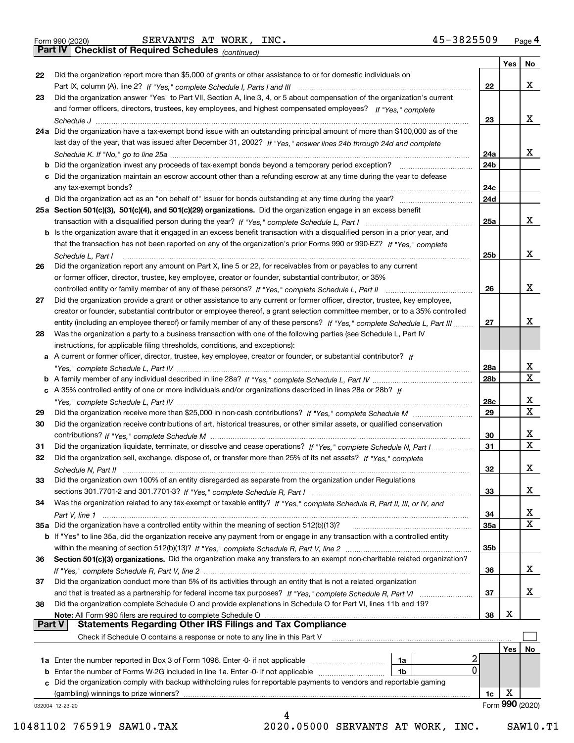Form 990 (2020) SERVANTS AT WORK, INC. 45-3825509 Page 4

**Part IV Checklist of Required Schedules** *(continued)*

| | | | Yes | No |
|---|---|---|---|---|
| 22 | Did the organization report more than $5,000 of grants or other assistance to or for domestic individuals on Part IX, column (A), line 2? *If "Yes," complete Schedule I, Parts I and III* | 22 | | X |
| 23 | Did the organization answer "Yes" to Part VII, Section A, line 3, 4, or 5 about compensation of the organization's current and former officers, directors, trustees, key employees, and highest compensated employees? *If "Yes," complete Schedule J* | 23 | | X |
| 24a | Did the organization have a tax-exempt bond issue with an outstanding principal amount of more than $100,000 as of the last day of the year, that was issued after December 31, 2002? *If "Yes," answer lines 24b through 24d and complete Schedule K. If "No," go to line 25a* | 24a | | X |
| b | Did the organization invest any proceeds of tax-exempt bonds beyond a temporary period exception? | 24b | | |
| c | Did the organization maintain an escrow account other than a refunding escrow at any time during the year to defease any tax-exempt bonds? | 24c | | |
| d | Did the organization act as an "on behalf of" issuer for bonds outstanding at any time during the year? | 24d | | |
| 25a | **Section 501(c)(3), 501(c)(4), and 501(c)(29) organizations.** Did the organization engage in an excess benefit transaction with a disqualified person during the year? *If "Yes," complete Schedule L, Part I* | 25a | | X |
| b | Is the organization aware that it engaged in an excess benefit transaction with a disqualified person in a prior year, and that the transaction has not been reported on any of the organization's prior Forms 990 or 990-EZ? *If "Yes," complete Schedule L, Part I* | 25b | | X |
| 26 | Did the organization report any amount on Part X, line 5 or 22, for receivables from or payables to any current or former officer, director, trustee, key employee, creator or founder, substantial contributor, or 35% controlled entity or family member of any of these persons? *If "Yes," complete Schedule L, Part II* | 26 | | X |
| 27 | Did the organization provide a grant or other assistance to any current or former officer, director, trustee, key employee, creator or founder, substantial contributor or employee thereof, a grant selection committee member, or to a 35% controlled entity (including an employee thereof) or family member of any of these persons? *If "Yes," complete Schedule L, Part III* | 27 | | X |
| 28 | Was the organization a party to a business transaction with one of the following parties (see Schedule L, Part IV instructions, for applicable filing thresholds, conditions, and exceptions): | | | |
| a | A current or former officer, director, trustee, key employee, creator or founder, or substantial contributor? *If "Yes," complete Schedule L, Part IV* | 28a | | X |
| b | A family member of any individual described in line 28a? *If "Yes," complete Schedule L, Part IV* | 28b | | X |
| c | A 35% controlled entity of one or more individuals and/or organizations described in lines 28a or 28b? *If "Yes," complete Schedule L, Part IV* | 28c | | X |
| 29 | Did the organization receive more than $25,000 in non-cash contributions? *If "Yes," complete Schedule M* | 29 | | X |
| 30 | Did the organization receive contributions of art, historical treasures, or other similar assets, or qualified conservation contributions? *If "Yes," complete Schedule M* | 30 | | X |
| 31 | Did the organization liquidate, terminate, or dissolve and cease operations? *If "Yes," complete Schedule N, Part I* | 31 | | X |
| 32 | Did the organization sell, exchange, dispose of, or transfer more than 25% of its net assets? *If "Yes," complete Schedule N, Part II* | 32 | | X |
| 33 | Did the organization own 100% of an entity disregarded as separate from the organization under Regulations sections 301.7701-2 and 301.7701-3? *If "Yes," complete Schedule R, Part I* | 33 | | X |
| 34 | Was the organization related to any tax-exempt or taxable entity? *If "Yes," complete Schedule R, Part II, III, or IV, and Part V, line 1* | 34 | | X |
| 35a | Did the organization have a controlled entity within the meaning of section 512(b)(13)? | 35a | | X |
| b | If "Yes" to line 35a, did the organization receive any payment from or engage in any transaction with a controlled entity within the meaning of section 512(b)(13)? *If "Yes," complete Schedule R, Part V, line 2* | 35b | | |
| 36 | **Section 501(c)(3) organizations.** Did the organization make any transfers to an exempt non-charitable related organization? *If "Yes," complete Schedule R, Part V, line 2* | 36 | | X |
| 37 | Did the organization conduct more than 5% of its activities through an entity that is not a related organization and that is treated as a partnership for federal income tax purposes? *If "Yes," complete Schedule R, Part VI* | 37 | | X |
| 38 | Did the organization complete Schedule O and provide explanations in Schedule O for Part VI, lines 11b and 19? **Note:** All Form 990 filers are required to complete Schedule O | 38 | X | |

**Part V Statements Regarding Other IRS Filings and Tax Compliance**

Check if Schedule O contains a response or note to any line in this Part V ☐

| | | | | | Yes | No |
|---|---|---|---|---|---|---|
| 1a | Enter the number reported in Box 3 of Form 1096. Enter -0- if not applicable | 1a | 2 | | | |
| b | Enter the number of Forms W-2G included in line 1a. Enter -0- if not applicable | 1b | 0 | | | |
| c | Did the organization comply with backup withholding rules for reportable payments to vendors and reportable gaming (gambling) winnings to prize winners? | | | 1c | X | |

032004 12-23-20 Form **990** (2020)

10481102 765919 SAW10.TAX 2020.05000 SERVANTS AT WORK, INC. SAW10.T1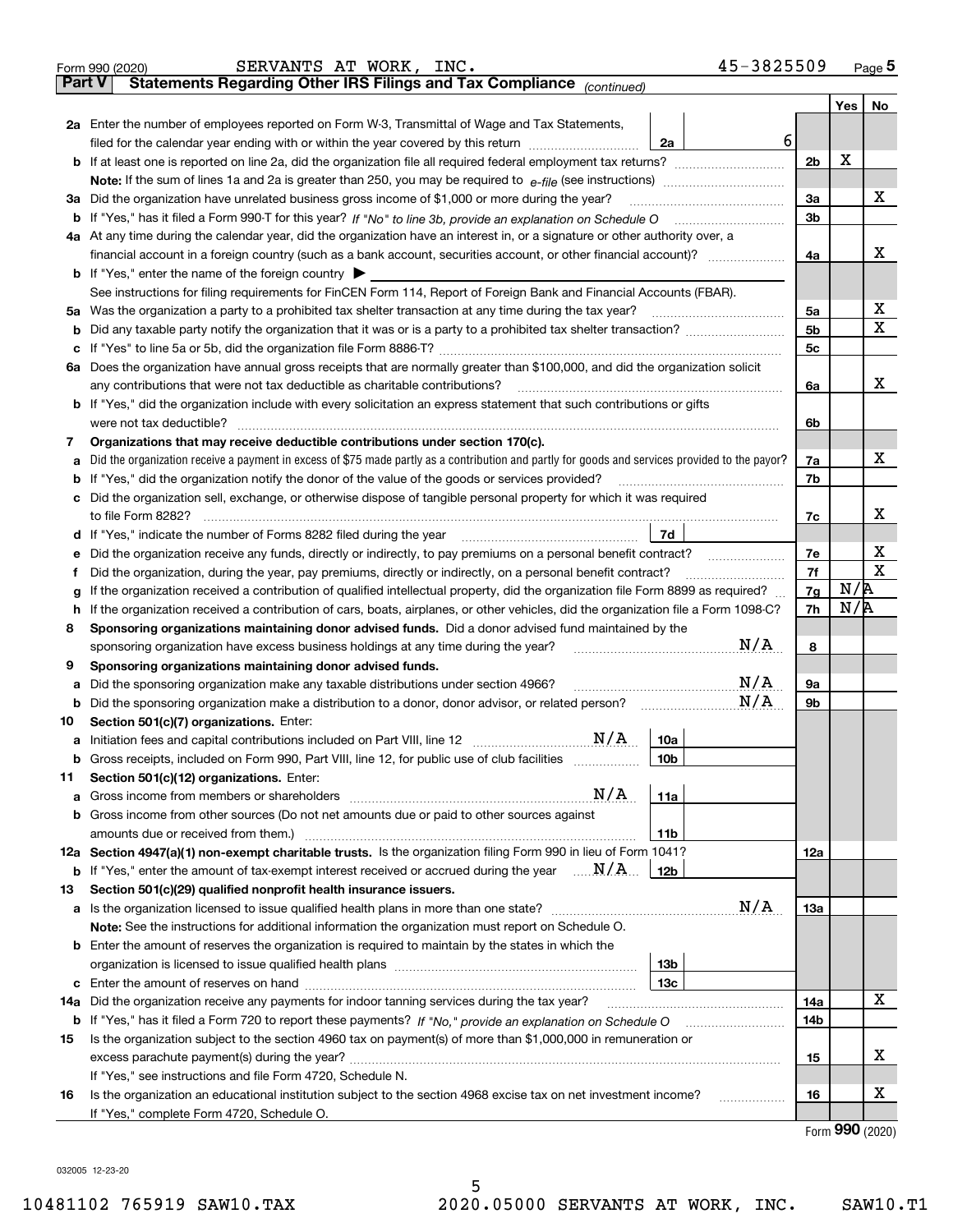Form 990 (2020) SERVANTS AT WORK, INC. 45-3825509 Page 5

**Part V Statements Regarding Other IRS Filings and Tax Compliance** *(continued)*

| | | | | Yes | No |
|---|---|---|---|---|---|
| **2a** | Enter the number of employees reported on Form W-3, Transmittal of Wage and Tax Statements, filed for the calendar year ending with or within the year covered by this return | 2a | 6 | | |
| **b** | If at least one is reported on line 2a, did the organization file all required federal employment tax returns? | | | 2b | X | |
| | **Note:** If the sum of lines 1a and 2a is greater than 250, you may be required to *e-file* (see instructions) | | | | | |
| **3a** | Did the organization have unrelated business gross income of $1,000 or more during the year? | | | 3a | | X |
| **b** | If "Yes," has it filed a Form 990-T for this year? *If "No" to line 3b, provide an explanation on Schedule O* | | | 3b | | |
| **4a** | At any time during the calendar year, did the organization have an interest in, or a signature or other authority over, a financial account in a foreign country (such as a bank account, securities account, or other financial account)? | | | 4a | | X |
| **b** | If "Yes," enter the name of the foreign country ▶ | | | | | |
| | See instructions for filing requirements for FinCEN Form 114, Report of Foreign Bank and Financial Accounts (FBAR). | | | | | |
| **5a** | Was the organization a party to a prohibited tax shelter transaction at any time during the tax year? | | | 5a | | X |
| **b** | Did any taxable party notify the organization that it was or is a party to a prohibited tax shelter transaction? | | | 5b | | X |
| **c** | If "Yes" to line 5a or 5b, did the organization file Form 8886-T? | | | 5c | | |
| **6a** | Does the organization have annual gross receipts that are normally greater than $100,000, and did the organization solicit any contributions that were not tax deductible as charitable contributions? | | | 6a | | X |
| **b** | If "Yes," did the organization include with every solicitation an express statement that such contributions or gifts were not tax deductible? | | | 6b | | |
| **7** | **Organizations that may receive deductible contributions under section 170(c).** | | | | | |
| **a** | Did the organization receive a payment in excess of $75 made partly as a contribution and partly for goods and services provided to the payor? | | | 7a | | X |
| **b** | If "Yes," did the organization notify the donor of the value of the goods or services provided? | | | 7b | | |
| **c** | Did the organization sell, exchange, or otherwise dispose of tangible personal property for which it was required to file Form 8282? | | | 7c | | X |
| **d** | If "Yes," indicate the number of Forms 8282 filed during the year | 7d | | | | |
| **e** | Did the organization receive any funds, directly or indirectly, to pay premiums on a personal benefit contract? | | | 7e | | X |
| **f** | Did the organization, during the year, pay premiums, directly or indirectly, on a personal benefit contract? | | | 7f | | X |
| **g** | If the organization received a contribution of qualified intellectual property, did the organization file Form 8899 as required? | | | 7g | N/A | |
| **h** | If the organization received a contribution of cars, boats, airplanes, or other vehicles, did the organization file a Form 1098-C? | | | 7h | N/A | |
| **8** | **Sponsoring organizations maintaining donor advised funds.** Did a donor advised fund maintained by the sponsoring organization have excess business holdings at any time during the year? N/A | | | 8 | | |
| **9** | **Sponsoring organizations maintaining donor advised funds.** | | | | | |
| **a** | Did the sponsoring organization make any taxable distributions under section 4966? N/A | | | 9a | | |
| **b** | Did the sponsoring organization make a distribution to a donor, donor advisor, or related person? N/A | | | 9b | | |
| **10** | **Section 501(c)(7) organizations.** Enter: | | | | | |
| **a** | Initiation fees and capital contributions included on Part VIII, line 12 N/A | 10a | | | | |
| **b** | Gross receipts, included on Form 990, Part VIII, line 12, for public use of club facilities | 10b | | | | |
| **11** | **Section 501(c)(12) organizations.** Enter: | | | | | |
| **a** | Gross income from members or shareholders N/A | 11a | | | | |
| **b** | Gross income from other sources (Do not net amounts due or paid to other sources against amounts due or received from them.) | 11b | | | | |
| **12a** | **Section 4947(a)(1) non-exempt charitable trusts.** Is the organization filing Form 990 in lieu of Form 1041? | | | 12a | | |
| **b** | If "Yes," enter the amount of tax-exempt interest received or accrued during the year N/A | 12b | | | | |
| **13** | **Section 501(c)(29) qualified nonprofit health insurance issuers.** | | | | | |
| **a** | Is the organization licensed to issue qualified health plans in more than one state? N/A | | | 13a | | |
| | **Note:** See the instructions for additional information the organization must report on Schedule O. | | | | | |
| **b** | Enter the amount of reserves the organization is required to maintain by the states in which the organization is licensed to issue qualified health plans | 13b | | | | |
| **c** | Enter the amount of reserves on hand | 13c | | | | |
| **14a** | Did the organization receive any payments for indoor tanning services during the tax year? | | | 14a | | X |
| **b** | If "Yes," has it filed a Form 720 to report these payments? *If "No," provide an explanation on Schedule O* | | | 14b | | |
| **15** | Is the organization subject to the section 4960 tax on payment(s) of more than $1,000,000 in remuneration or excess parachute payment(s) during the year? | | | 15 | | X |
| | If "Yes," see instructions and file Form 4720, Schedule N. | | | | | |
| **16** | Is the organization an educational institution subject to the section 4968 excise tax on net investment income? | | | 16 | | X |
| | If "Yes," complete Form 4720, Schedule O. | | | | | |

Form **990** (2020)

032005 12-23-20

10481102 765919 SAW10.TAX 2020.05000 SERVANTS AT WORK, INC. SAW10.T1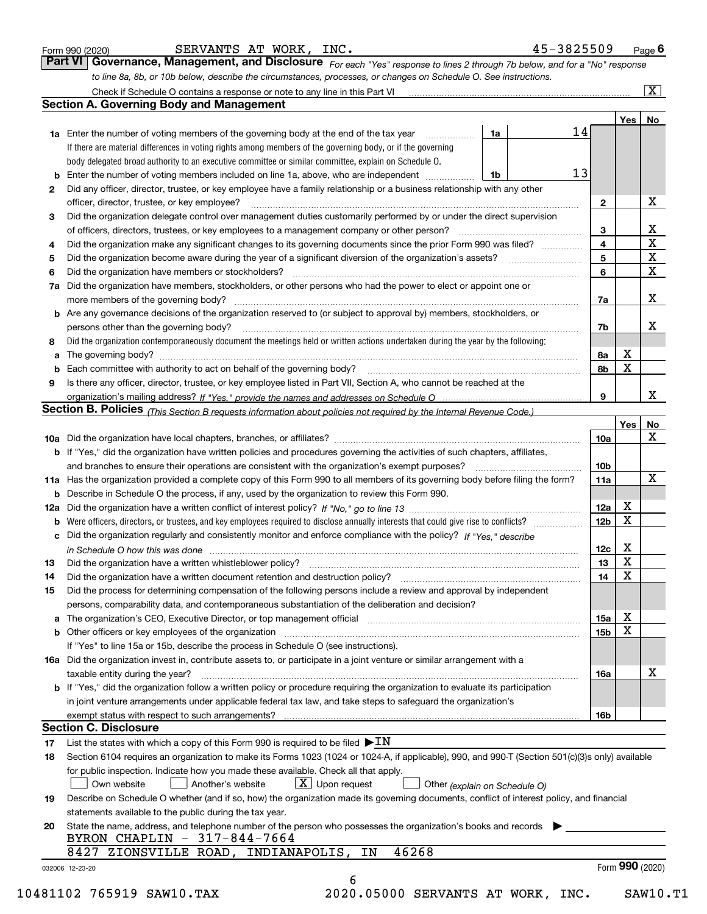Form 990 (2020) SERVANTS AT WORK, INC. 45-3825509 Page 6

## Part VI Governance, Management, and Disclosure

*For each "Yes" response to lines 2 through 7b below, and for a "No" response to line 8a, 8b, or 10b below, describe the circumstances, processes, or changes on Schedule O. See instructions.*

Check if Schedule O contains a response or note to any line in this Part VI ..... [X]

### Section A. Governing Body and Management

| | | | | Yes | No |
|---|---|---|---|---|---|
| **1a** | Enter the number of voting members of the governing body at the end of the tax year ..... **1a** 14 | | | | |
| | If there are material differences in voting rights among members of the governing body, or if the governing body delegated broad authority to an executive committee or similar committee, explain on Schedule O. | | | | |
| **b** | Enter the number of voting members included on line 1a, above, who are independent ..... **1b** 13 | | | | |
| **2** | Did any officer, director, trustee, or key employee have a family relationship or a business relationship with any other officer, director, trustee, or key employee? | | **2** | | X |
| **3** | Did the organization delegate control over management duties customarily performed by or under the direct supervision of officers, directors, trustees, or key employees to a management company or other person? | | **3** | | X |
| **4** | Did the organization make any significant changes to its governing documents since the prior Form 990 was filed? | | **4** | | X |
| **5** | Did the organization become aware during the year of a significant diversion of the organization's assets? | | **5** | | X |
| **6** | Did the organization have members or stockholders? | | **6** | | X |
| **7a** | Did the organization have members, stockholders, or other persons who had the power to elect or appoint one or more members of the governing body? | | **7a** | | X |
| **b** | Are any governance decisions of the organization reserved to (or subject to approval by) members, stockholders, or persons other than the governing body? | | **7b** | | X |
| **8** | Did the organization contemporaneously document the meetings held or written actions undertaken during the year by the following: | | | | |
| **a** | The governing body? | | **8a** | X | |
| **b** | Each committee with authority to act on behalf of the governing body? | | **8b** | X | |
| **9** | Is there any officer, director, trustee, or key employee listed in Part VII, Section A, who cannot be reached at the organization's mailing address? *If "Yes," provide the names and addresses on Schedule O* | | **9** | | X |

### Section B. Policies *(This Section B requests information about policies not required by the Internal Revenue Code.)*

| | | | Yes | No |
|---|---|---|---|---|
| **10a** | Did the organization have local chapters, branches, or affiliates? | **10a** | | X |
| **b** | If "Yes," did the organization have written policies and procedures governing the activities of such chapters, affiliates, and branches to ensure their operations are consistent with the organization's exempt purposes? | **10b** | | |
| **11a** | Has the organization provided a complete copy of this Form 990 to all members of its governing body before filing the form? | **11a** | | X |
| **b** | Describe in Schedule O the process, if any, used by the organization to review this Form 990. | | | |
| **12a** | Did the organization have a written conflict of interest policy? *If "No," go to line 13* | **12a** | X | |
| **b** | Were officers, directors, or trustees, and key employees required to disclose annually interests that could give rise to conflicts? | **12b** | X | |
| **c** | Did the organization regularly and consistently monitor and enforce compliance with the policy? *If "Yes," describe in Schedule O how this was done* | **12c** | X | |
| **13** | Did the organization have a written whistleblower policy? | **13** | X | |
| **14** | Did the organization have a written document retention and destruction policy? | **14** | X | |
| **15** | Did the process for determining compensation of the following persons include a review and approval by independent persons, comparability data, and contemporaneous substantiation of the deliberation and decision? | | | |
| **a** | The organization's CEO, Executive Director, or top management official | **15a** | X | |
| **b** | Other officers or key employees of the organization | **15b** | X | |
| | If "Yes" to line 15a or 15b, describe the process in Schedule O (see instructions). | | | |
| **16a** | Did the organization invest in, contribute assets to, or participate in a joint venture or similar arrangement with a taxable entity during the year? | **16a** | | X |
| **b** | If "Yes," did the organization follow a written policy or procedure requiring the organization to evaluate its participation in joint venture arrangements under applicable federal tax law, and take steps to safeguard the organization's exempt status with respect to such arrangements? | **16b** | | |

### Section C. Disclosure

**17** List the states with which a copy of this Form 990 is required to be filed ▶ IN

**18** Section 6104 requires an organization to make its Forms 1023 (1024 or 1024-A, if applicable), 990, and 990-T (Section 501(c)(3)s only) available for public inspection. Indicate how you made these available. Check all that apply.

[ ] Own website [ ] Another's website [X] Upon request [ ] Other *(explain on Schedule O)*

**19** Describe on Schedule O whether (and if so, how) the organization made its governing documents, conflict of interest policy, and financial statements available to the public during the tax year.

**20** State the name, address, and telephone number of the person who possesses the organization's books and records ▶

BYRON CHAPLIN - 317-844-7664
8427 ZIONSVILLE ROAD, INDIANAPOLIS, IN 46268

032006 12-23-20 Form **990** (2020)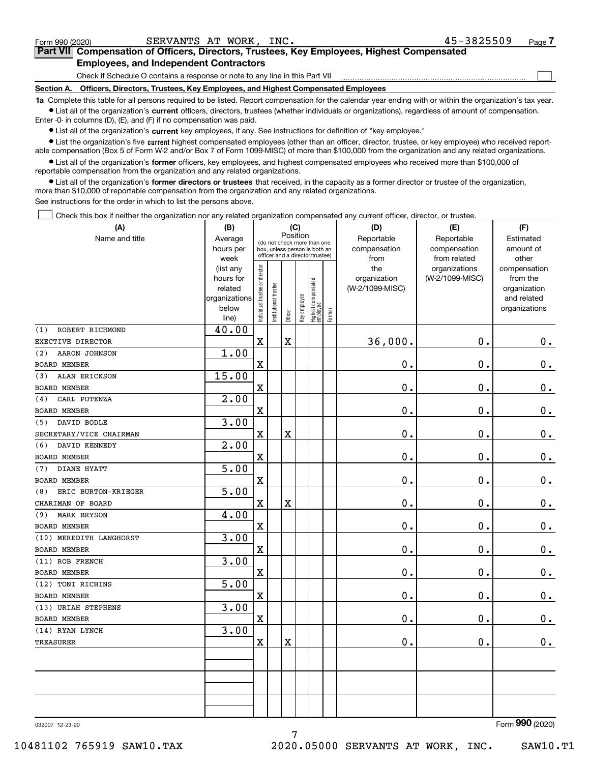Form 990 (2020) SERVANTS AT WORK, INC. 45-3825509 Page 7

## Part VII Compensation of Officers, Directors, Trustees, Key Employees, Highest Compensated Employees, and Independent Contractors

Check if Schedule O contains a response or note to any line in this Part VII ☐

### Section A. Officers, Directors, Trustees, Key Employees, and Highest Compensated Employees

**1a** Complete this table for all persons required to be listed. Report compensation for the calendar year ending with or within the organization's tax year.

- List all of the organization's **current** officers, directors, trustees (whether individuals or organizations), regardless of amount of compensation. Enter -0- in columns (D), (E), and (F) if no compensation was paid.
- List all of the organization's **current** key employees, if any. See instructions for definition of "key employee."
- List the organization's five **current** highest compensated employees (other than an officer, director, trustee, or key employee) who received reportable compensation (Box 5 of Form W-2 and/or Box 7 of Form 1099-MISC) of more than $100,000 from the organization and any related organizations.
- List all of the organization's **former** officers, key employees, and highest compensated employees who received more than $100,000 of reportable compensation from the organization and any related organizations.
- List all of the organization's **former directors or trustees** that received, in the capacity as a former director or trustee of the organization, more than $10,000 of reportable compensation from the organization and any related organizations.

See instructions for the order in which to list the persons above.

☐ Check this box if neither the organization nor any related organization compensated any current officer, director, or trustee.

| (A) Name and title | (B) Average hours per week (list any hours for related organizations below line) | (C) Position (do not check more than one box, unless person is both an officer and a director/trustee) | | | | | | (D) Reportable compensation from the organization (W-2/1099-MISC) | (E) Reportable compensation from related organizations (W-2/1099-MISC) | (F) Estimated amount of other compensation from the organization and related organizations |
|---|---|---|---|---|---|---|---|---|---|---|
| | | Individual trustee or director | Institutional trustee | Officer | Key employee | Highest compensated employee | Former | | | |
| (1) ROBERT RICHMOND<br>EXECUTIVE DIRECTOR | 40.00 | X | | X | | | | 36,000. | 0. | 0. |
| (2) AARON JOHNSON<br>BOARD MEMBER | 1.00 | X | | | | | | 0. | 0. | 0. |
| (3) ALAN ERICKSON<br>BOARD MEMBER | 15.00 | X | | | | | | 0. | 0. | 0. |
| (4) CARL POTENZA<br>BOARD MEMBER | 2.00 | X | | | | | | 0. | 0. | 0. |
| (5) DAVID BODLE<br>SECRETARY/VICE CHAIRMAN | 3.00 | X | | X | | | | 0. | 0. | 0. |
| (6) DAVID KENNEDY<br>BOARD MEMBER | 2.00 | X | | | | | | 0. | 0. | 0. |
| (7) DIANE HYATT<br>BOARD MEMBER | 5.00 | X | | | | | | 0. | 0. | 0. |
| (8) ERIC BURTON-KRIEGER<br>CHARIMAN OF BOARD | 5.00 | X | | X | | | | 0. | 0. | 0. |
| (9) MARK BRYSON<br>BOARD MEMBER | 4.00 | X | | | | | | 0. | 0. | 0. |
| (10) MEREDITH LANGHORST<br>BOARD MEMBER | 3.00 | X | | | | | | 0. | 0. | 0. |
| (11) ROB FRENCH<br>BOARD MEMBER | 3.00 | X | | | | | | 0. | 0. | 0. |
| (12) TONI RICHINS<br>BOARD MEMBER | 5.00 | X | | | | | | 0. | 0. | 0. |
| (13) URIAH STEPHENS<br>BOARD MEMBER | 3.00 | X | | | | | | 0. | 0. | 0. |
| (14) RYAN LYNCH<br>TREASURER | 3.00 | X | | X | | | | 0. | 0. | 0. |
| | | | | | | | | | | |
| | | | | | | | | | | |
| | | | | | | | | | | |

032007 12-23-20 Form 990 (2020)

10481102 765919 SAW10.TAX 2020.05000 SERVANTS AT WORK, INC. SAW10.T1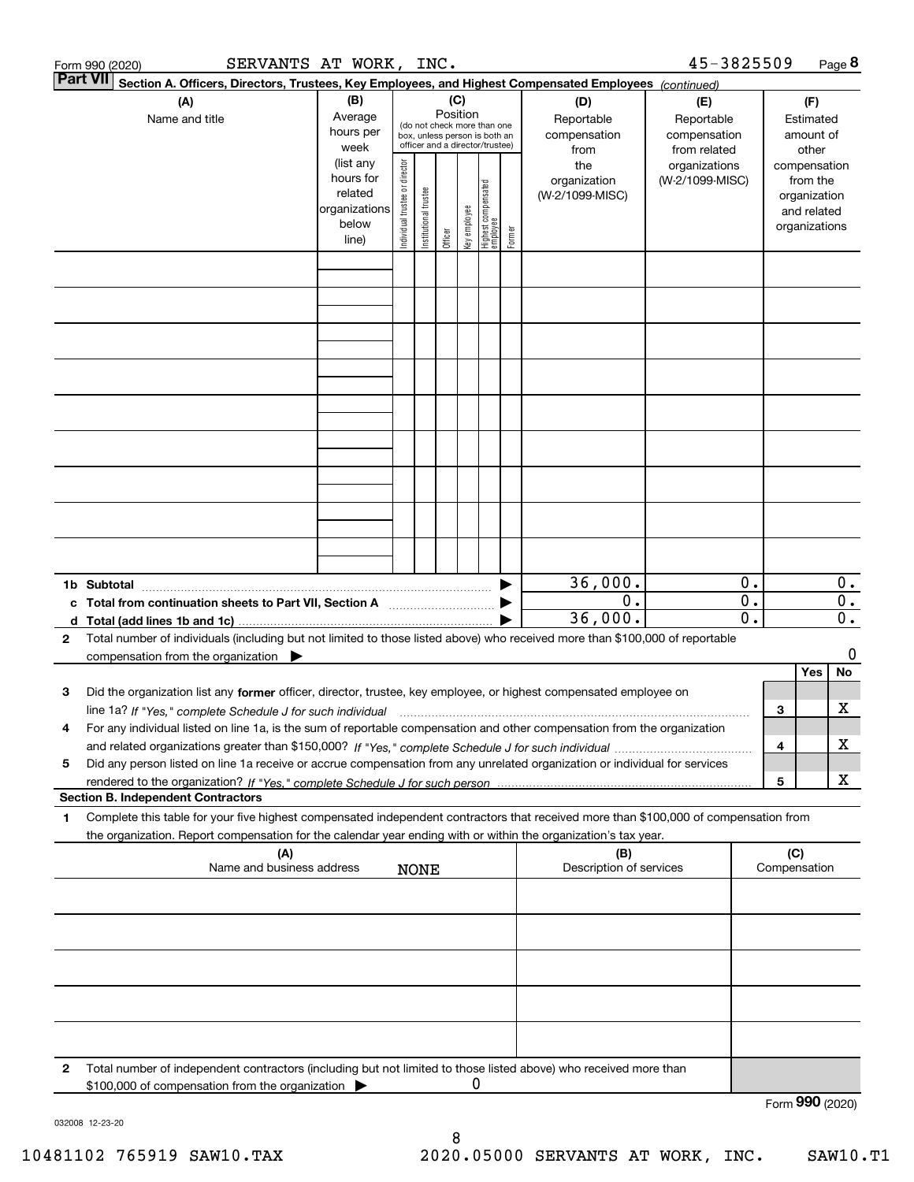Form 990 (2020) SERVANTS AT WORK, INC. 45-3825509 Page **8**

**Part VII** **Section A. Officers, Directors, Trustees, Key Employees, and Highest Compensated Employees** *(continued)*

| (A) Name and title | (B) Average hours per week (list any hours for related organizations below line) | (C) Position (do not check more than one box, unless person is both an officer and a director/trustee): Individual trustee or director | Institutional trustee | Officer | Key employee | Highest compensated employee | Former | (D) Reportable compensation from the organization (W-2/1099-MISC) | (E) Reportable compensation from related organizations (W-2/1099-MISC) | (F) Estimated amount of other compensation from the organization and related organizations |
|---|---|---|---|---|---|---|---|---|---|---|
| | | | | | | | | | | |
| | | | | | | | | | | |
| | | | | | | | | | | |
| | | | | | | | | | | |
| | | | | | | | | | | |
| | | | | | | | | | | |
| | | | | | | | | | | |
| | | | | | | | | | | |
| | | | | | | | | | | |
| **1b Subtotal** | | | | | | | ▶ | 36,000. | 0. | 0. |
| **c Total from continuation sheets to Part VII, Section A** | | | | | | | ▶ | 0. | 0. | 0. |
| **d Total (add lines 1b and 1c)** | | | | | | | ▶ | 36,000. | 0. | 0. |

**2** Total number of individuals (including but not limited to those listed above) who received more than $100,000 of reportable compensation from the organization ▶ 0

| | | | Yes | No |
|---|---|---|---|---|
| **3** | Did the organization list any **former** officer, director, trustee, key employee, or highest compensated employee on line 1a? *If "Yes," complete Schedule J for such individual* | 3 | | X |
| **4** | For any individual listed on line 1a, is the sum of reportable compensation and other compensation from the organization and related organizations greater than $150,000? *If "Yes," complete Schedule J for such individual* | 4 | | X |
| **5** | Did any person listed on line 1a receive or accrue compensation from any unrelated organization or individual for services rendered to the organization? *If "Yes," complete Schedule J for such person* | 5 | | X |

**Section B. Independent Contractors**

**1** Complete this table for your five highest compensated independent contractors that received more than $100,000 of compensation from the organization. Report compensation for the calendar year ending with or within the organization's tax year.

| (A) Name and business address | (B) Description of services | (C) Compensation |
|---|---|---|
| NONE | | |
| | | |
| | | |
| | | |
| | | |

**2** Total number of independent contractors (including but not limited to those listed above) who received more than $100,000 of compensation from the organization ▶ 0

Form **990** (2020)

032008 12-23-20

10481102 765919 SAW10.TAX 2020.05000 SERVANTS AT WORK, INC. SAW10.T1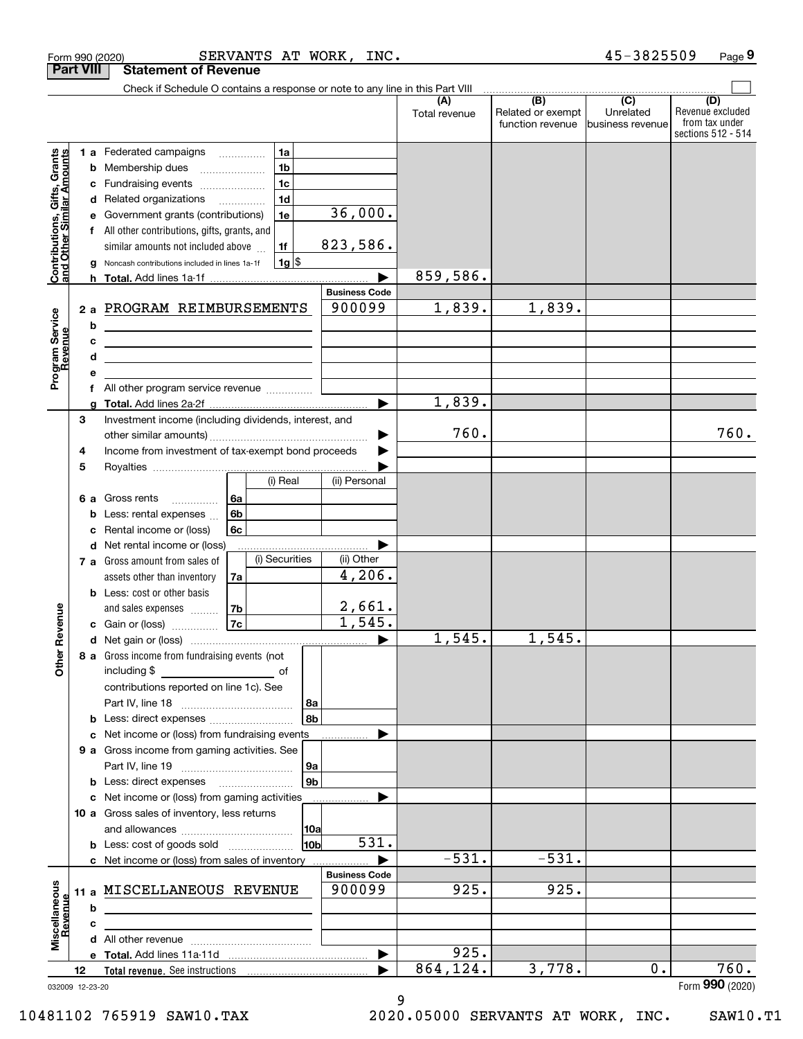Form 990 (2020) SERVANTS AT WORK, INC. 45-3825509 Page 9

## Part VIII Statement of Revenue

Check if Schedule O contains a response or note to any line in this Part VIII

| | | | (A) Total revenue | (B) Related or exempt function revenue | (C) Unrelated business revenue | (D) Revenue excluded from tax under sections 512 - 514 |
|---|---|---|---|---|---|---|
| **Contributions, Gifts, Grants and Other Similar Amounts** | 1 a Federated campaigns | 1a | | | | |
| | b Membership dues | 1b | | | | |
| | c Fundraising events | 1c | | | | |
| | d Related organizations | 1d | | | | |
| | e Government grants (contributions) | 1e 36,000. | | | | |
| | f All other contributions, gifts, grants, and similar amounts not included above | 1f 823,586. | | | | |
| | g Noncash contributions included in lines 1a-1f | 1g $ | | | | |
| | h Total. Add lines 1a-1f | | 859,586. | | | |
| **Program Service Revenue** | | Business Code | | | | |
| | 2 a PROGRAM REIMBURSEMENTS | 900099 | 1,839. | 1,839. | | |
| | b | | | | | |
| | c | | | | | |
| | d | | | | | |
| | e | | | | | |
| | f All other program service revenue | | | | | |
| | g Total. Add lines 2a-2f | | 1,839. | | | |
| **Other Revenue** | 3 Investment income (including dividends, interest, and other similar amounts) | | 760. | | | 760. |
| | 4 Income from investment of tax-exempt bond proceeds | | | | | |
| | 5 Royalties | | | | | |
| | 6 a Gross rents — 6a (i) Real / (ii) Personal | | | | | |
| | b Less: rental expenses — 6b | | | | | |
| | c Rental income or (loss) — 6c | | | | | |
| | d Net rental income or (loss) | | | | | |
| | 7 a Gross amount from sales of assets other than inventory — 7a (i) Securities: ; (ii) Other: 4,206. | | | | | |
| | b Less: cost or other basis and sales expenses — 7b (ii) Other: 2,661. | | | | | |
| | c Gain or (loss) — 7c (ii) Other: 1,545. | | | | | |
| | d Net gain or (loss) | | 1,545. | 1,545. | | |
| | 8 a Gross income from fundraising events (not including $ of contributions reported on line 1c). See Part IV, line 18 | 8a | | | | |
| | b Less: direct expenses | 8b | | | | |
| | c Net income or (loss) from fundraising events | | | | | |
| | 9 a Gross income from gaming activities. See Part IV, line 19 | 9a | | | | |
| | b Less: direct expenses | 9b | | | | |
| | c Net income or (loss) from gaming activities | | | | | |
| | 10 a Gross sales of inventory, less returns and allowances | 10a | | | | |
| | b Less: cost of goods sold | 10b 531. | | | | |
| | c Net income or (loss) from sales of inventory | | -531. | -531. | | |
| **Miscellaneous Revenue** | | Business Code | | | | |
| | 11 a MISCELLANEOUS REVENUE | 900099 | 925. | 925. | | |
| | b | | | | | |
| | c | | | | | |
| | d All other revenue | | | | | |
| | e Total. Add lines 11a-11d | | 925. | | | |
| | 12 Total revenue. See instructions | | 864,124. | 3,778. | 0. | 760. |

032009 12-23-20

Form 990 (2020)

10481102 765919 SAW10.TAX 2020.05000 SERVANTS AT WORK, INC. SAW10.T1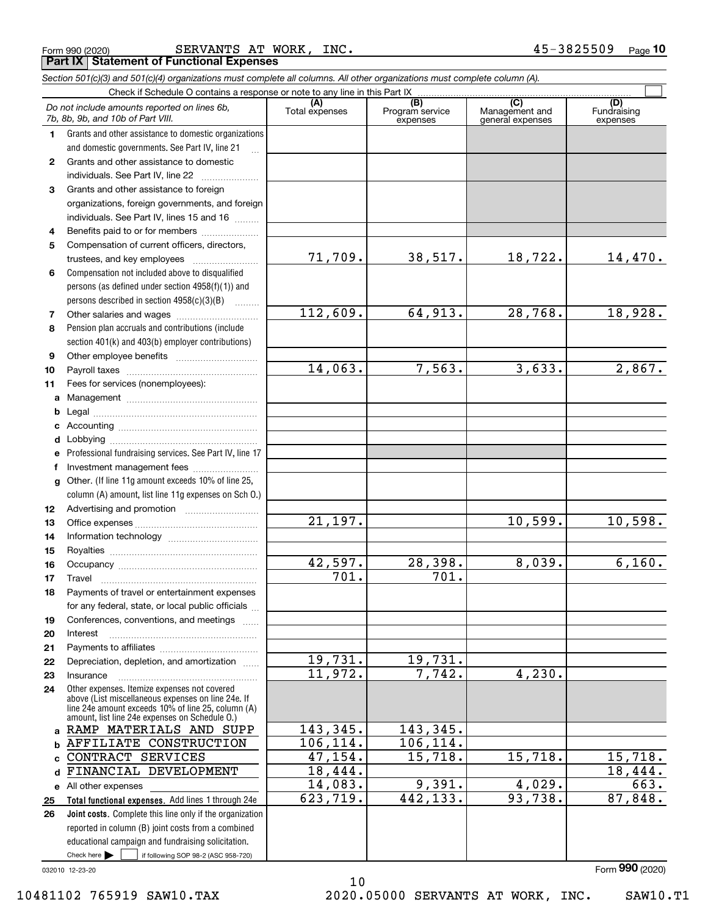Form 990 (2020) SERVANTS AT WORK, INC. 45-3825509 Page **10**

## Part IX Statement of Functional Expenses

*Section 501(c)(3) and 501(c)(4) organizations must complete all columns. All other organizations must complete column (A).*

Check if Schedule O contains a response or note to any line in this Part IX ☐

| | *Do not include amounts reported on lines 6b, 7b, 8b, 9b, and 10b of Part VIII.* | (A) Total expenses | (B) Program service expenses | (C) Management and general expenses | (D) Fundraising expenses |
|---|---|---|---|---|---|
| 1 | Grants and other assistance to domestic organizations and domestic governments. See Part IV, line 21 | | | | |
| 2 | Grants and other assistance to domestic individuals. See Part IV, line 22 | | | | |
| 3 | Grants and other assistance to foreign organizations, foreign governments, and foreign individuals. See Part IV, lines 15 and 16 | | | | |
| 4 | Benefits paid to or for members | | | | |
| 5 | Compensation of current officers, directors, trustees, and key employees | 71,709. | 38,517. | 18,722. | 14,470. |
| 6 | Compensation not included above to disqualified persons (as defined under section 4958(f)(1)) and persons described in section 4958(c)(3)(B) | | | | |
| 7 | Other salaries and wages | 112,609. | 64,913. | 28,768. | 18,928. |
| 8 | Pension plan accruals and contributions (include section 401(k) and 403(b) employer contributions) | | | | |
| 9 | Other employee benefits | | | | |
| 10 | Payroll taxes | 14,063. | 7,563. | 3,633. | 2,867. |
| 11 | Fees for services (nonemployees): | | | | |
| a | Management | | | | |
| b | Legal | | | | |
| c | Accounting | | | | |
| d | Lobbying | | | | |
| e | Professional fundraising services. See Part IV, line 17 | | | | |
| f | Investment management fees | | | | |
| g | Other. (If line 11g amount exceeds 10% of line 25, column (A) amount, list line 11g expenses on Sch O.) | | | | |
| 12 | Advertising and promotion | | | | |
| 13 | Office expenses | 21,197. | | 10,599. | 10,598. |
| 14 | Information technology | | | | |
| 15 | Royalties | | | | |
| 16 | Occupancy | 42,597. | 28,398. | 8,039. | 6,160. |
| 17 | Travel | 701. | 701. | | |
| 18 | Payments of travel or entertainment expenses for any federal, state, or local public officials | | | | |
| 19 | Conferences, conventions, and meetings | | | | |
| 20 | Interest | | | | |
| 21 | Payments to affiliates | | | | |
| 22 | Depreciation, depletion, and amortization | 19,731. | 19,731. | | |
| 23 | Insurance | 11,972. | 7,742. | 4,230. | |
| 24 | Other expenses. Itemize expenses not covered above (List miscellaneous expenses on line 24e. If line 24e amount exceeds 10% of line 25, column (A) amount, list line 24e expenses on Schedule O.) | | | | |
| a | RAMP MATERIALS AND SUPP | 143,345. | 143,345. | | |
| b | AFFILIATE CONSTRUCTION | 106,114. | 106,114. | | |
| c | CONTRACT SERVICES | 47,154. | 15,718. | 15,718. | 15,718. |
| d | FINANCIAL DEVELOPMENT | 18,444. | | | 18,444. |
| e | All other expenses | 14,083. | 9,391. | 4,029. | 663. |
| 25 | **Total functional expenses.** Add lines 1 through 24e | 623,719. | 442,133. | 93,738. | 87,848. |
| 26 | **Joint costs.** Complete this line only if the organization reported in column (B) joint costs from a combined educational campaign and fundraising solicitation. Check here ☐ if following SOP 98-2 (ASC 958-720) | | | | |

032010 12-23-20

Form **990** (2020)

10481102 765919 SAW10.TAX 2020.05000 SERVANTS AT WORK, INC. SAW10.T1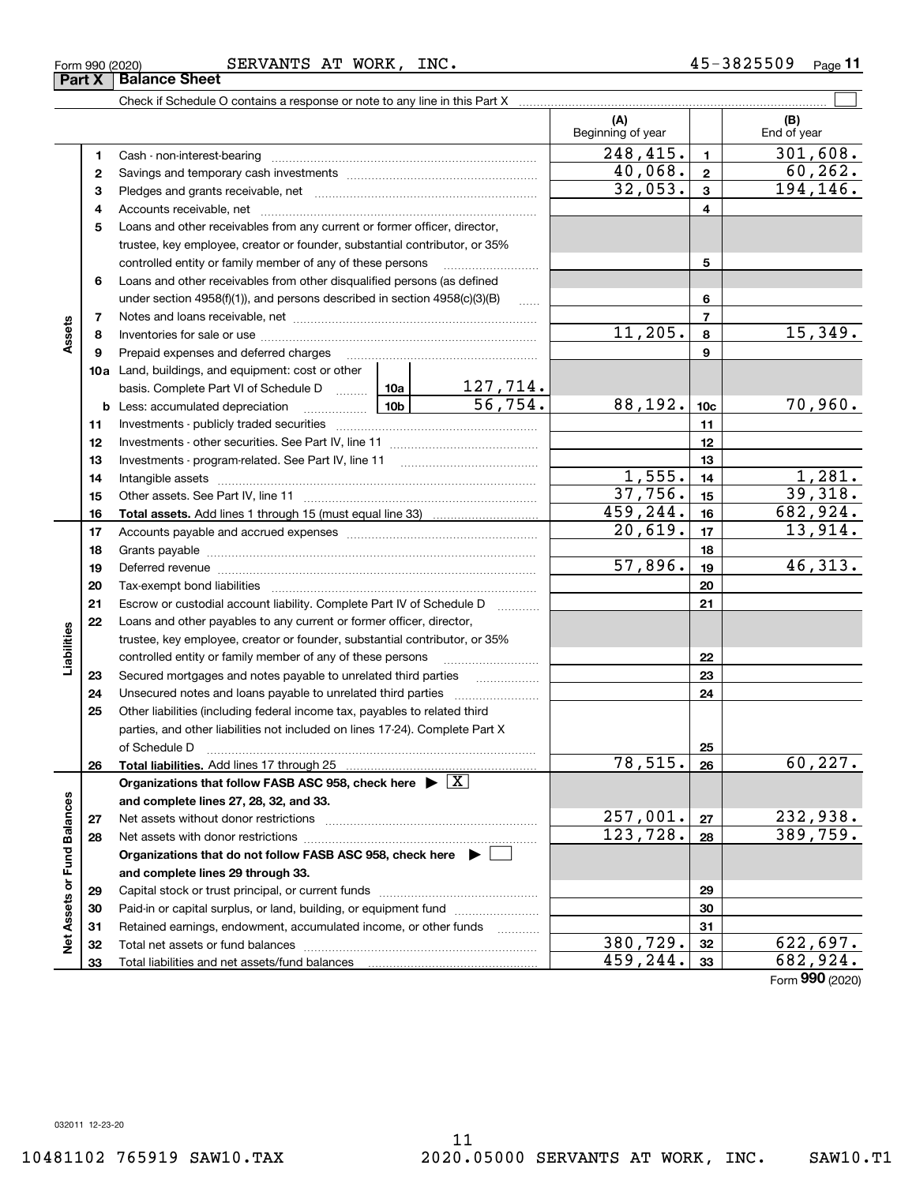Form 990 (2020) SERVANTS AT WORK, INC. 45-3825509

## Part X | Balance Sheet

Check if Schedule O contains a response or note to any line in this Part X

| | | | (A) Beginning of year | | (B) End of year |
|---|---|---|---|---|---|
| **Assets** | 1 | Cash - non-interest-bearing | 248,415. | 1 | 301,608. |
| | 2 | Savings and temporary cash investments | 40,068. | 2 | 60,262. |
| | 3 | Pledges and grants receivable, net | 32,053. | 3 | 194,146. |
| | 4 | Accounts receivable, net | | 4 | |
| | 5 | Loans and other receivables from any current or former officer, director, trustee, key employee, creator or founder, substantial contributor, or 35% controlled entity or family member of any of these persons | | 5 | |
| | 6 | Loans and other receivables from other disqualified persons (as defined under section 4958(f)(1)), and persons described in section 4958(c)(3)(B) | | 6 | |
| | 7 | Notes and loans receivable, net | | 7 | |
| | 8 | Inventories for sale or use | 11,205. | 8 | 15,349. |
| | 9 | Prepaid expenses and deferred charges | | 9 | |
| | 10a | Land, buildings, and equipment: cost or other basis. Complete Part VI of Schedule D — 10a: 127,714. | | | |
| | b | Less: accumulated depreciation — 10b: 56,754. | 88,192. | 10c | 70,960. |
| | 11 | Investments - publicly traded securities | | 11 | |
| | 12 | Investments - other securities. See Part IV, line 11 | | 12 | |
| | 13 | Investments - program-related. See Part IV, line 11 | | 13 | |
| | 14 | Intangible assets | 1,555. | 14 | 1,281. |
| | 15 | Other assets. See Part IV, line 11 | 37,756. | 15 | 39,318. |
| | 16 | **Total assets.** Add lines 1 through 15 (must equal line 33) | 459,244. | 16 | 682,924. |
| **Liabilities** | 17 | Accounts payable and accrued expenses | 20,619. | 17 | 13,914. |
| | 18 | Grants payable | | 18 | |
| | 19 | Deferred revenue | 57,896. | 19 | 46,313. |
| | 20 | Tax-exempt bond liabilities | | 20 | |
| | 21 | Escrow or custodial account liability. Complete Part IV of Schedule D | | 21 | |
| | 22 | Loans and other payables to any current or former officer, director, trustee, key employee, creator or founder, substantial contributor, or 35% controlled entity or family member of any of these persons | | 22 | |
| | 23 | Secured mortgages and notes payable to unrelated third parties | | 23 | |
| | 24 | Unsecured notes and loans payable to unrelated third parties | | 24 | |
| | 25 | Other liabilities (including federal income tax, payables to related third parties, and other liabilities not included on lines 17-24). Complete Part X of Schedule D | | 25 | |
| | 26 | **Total liabilities.** Add lines 17 through 25 | 78,515. | 26 | 60,227. |
| **Net Assets or Fund Balances** | | **Organizations that follow FASB ASC 958, check here ▶ [X] and complete lines 27, 28, 32, and 33.** | | | |
| | 27 | Net assets without donor restrictions | 257,001. | 27 | 232,938. |
| | 28 | Net assets with donor restrictions | 123,728. | 28 | 389,759. |
| | | **Organizations that do not follow FASB ASC 958, check here ▶ [ ] and complete lines 29 through 33.** | | | |
| | 29 | Capital stock or trust principal, or current funds | | 29 | |
| | 30 | Paid-in or capital surplus, or land, building, or equipment fund | | 30 | |
| | 31 | Retained earnings, endowment, accumulated income, or other funds | | 31 | |
| | 32 | Total net assets or fund balances | 380,729. | 32 | 622,697. |
| | 33 | Total liabilities and net assets/fund balances | 459,244. | 33 | 682,924. |

Form **990** (2020)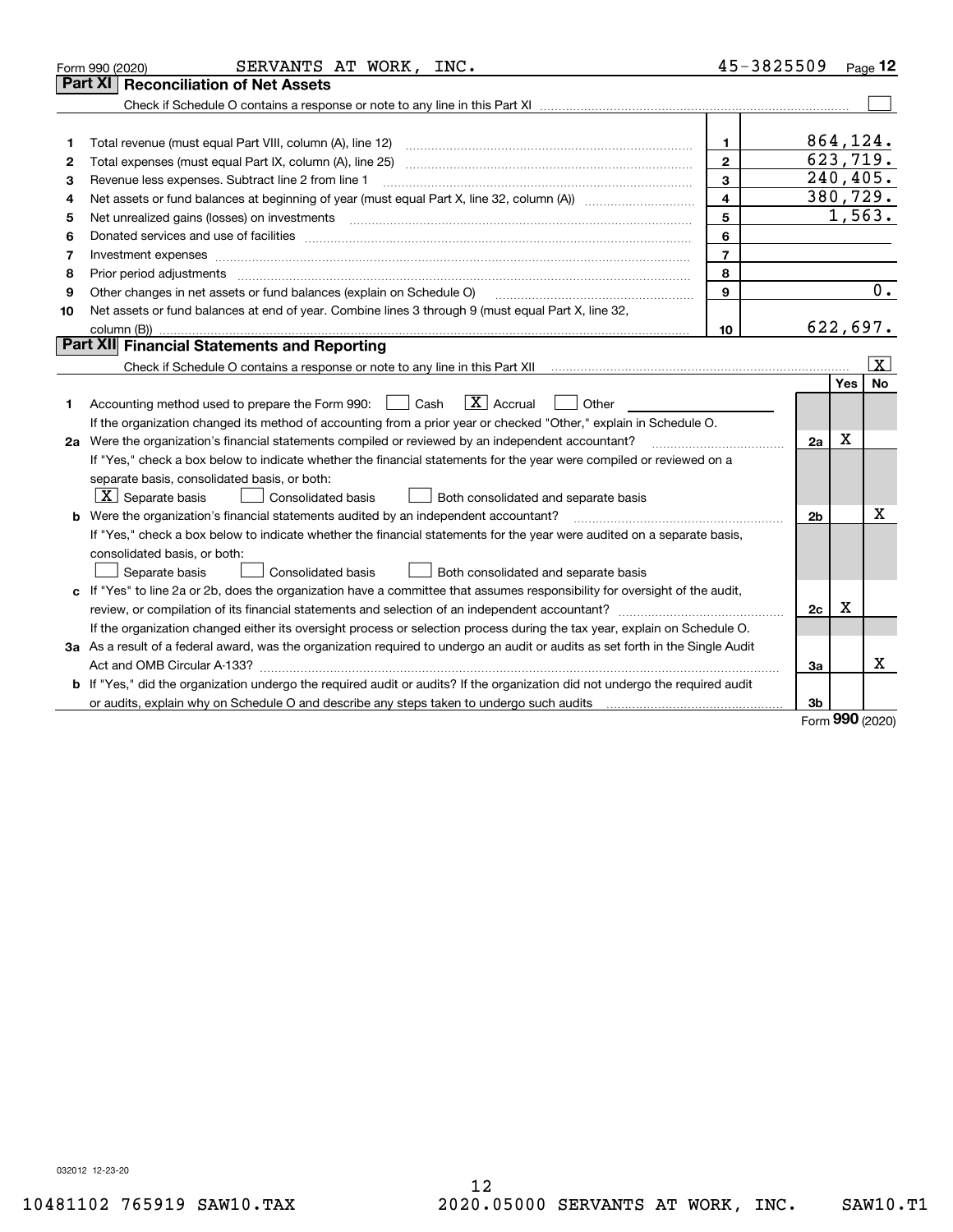Form 990 (2020) SERVANTS AT WORK, INC. 45-3825509 Page 12

## Part XI Reconciliation of Net Assets

Check if Schedule O contains a response or note to any line in this Part XI ☐

| | | | |
|---|---|---|---|
| 1 | Total revenue (must equal Part VIII, column (A), line 12) | 1 | 864,124. |
| 2 | Total expenses (must equal Part IX, column (A), line 25) | 2 | 623,719. |
| 3 | Revenue less expenses. Subtract line 2 from line 1 | 3 | 240,405. |
| 4 | Net assets or fund balances at beginning of year (must equal Part X, line 32, column (A)) | 4 | 380,729. |
| 5 | Net unrealized gains (losses) on investments | 5 | 1,563. |
| 6 | Donated services and use of facilities | 6 | |
| 7 | Investment expenses | 7 | |
| 8 | Prior period adjustments | 8 | |
| 9 | Other changes in net assets or fund balances (explain on Schedule O) | 9 | 0. |
| 10 | Net assets or fund balances at end of year. Combine lines 3 through 9 (must equal Part X, line 32, column (B)) | 10 | 622,697. |

## Part XII Financial Statements and Reporting

Check if Schedule O contains a response or note to any line in this Part XII ☒

| | | | Yes | No |
|---|---|---|---|---|
| 1 | Accounting method used to prepare the Form 990: ☐ Cash ☒ Accrual ☐ Other<br>If the organization changed its method of accounting from a prior year or checked "Other," explain in Schedule O. | | | |
| 2a | Were the organization's financial statements compiled or reviewed by an independent accountant? | 2a | X | |
| | If "Yes," check a box below to indicate whether the financial statements for the year were compiled or reviewed on a separate basis, consolidated basis, or both:<br>☒ Separate basis ☐ Consolidated basis ☐ Both consolidated and separate basis | | | |
| b | Were the organization's financial statements audited by an independent accountant? | 2b | | X |
| | If "Yes," check a box below to indicate whether the financial statements for the year were audited on a separate basis, consolidated basis, or both:<br>☐ Separate basis ☐ Consolidated basis ☐ Both consolidated and separate basis | | | |
| c | If "Yes" to line 2a or 2b, does the organization have a committee that assumes responsibility for oversight of the audit, review, or compilation of its financial statements and selection of an independent accountant? | 2c | X | |
| | If the organization changed either its oversight process or selection process during the tax year, explain on Schedule O. | | | |
| 3a | As a result of a federal award, was the organization required to undergo an audit or audits as set forth in the Single Audit Act and OMB Circular A-133? | 3a | | X |
| b | If "Yes," did the organization undergo the required audit or audits? If the organization did not undergo the required audit or audits, explain why on Schedule O and describe any steps taken to undergo such audits | 3b | | |

Form 990 (2020)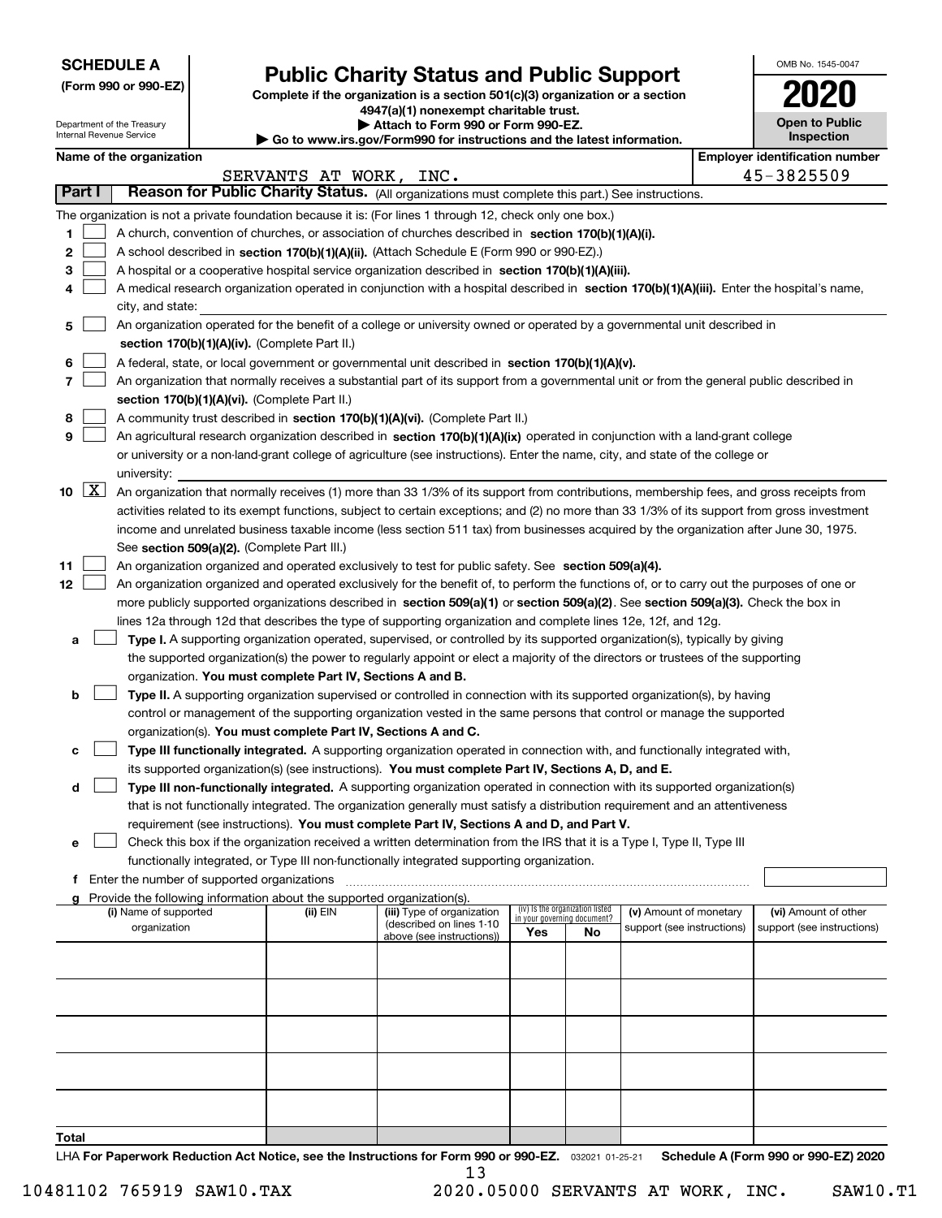**SCHEDULE A**
**(Form 990 or 990-EZ)**

Department of the Treasury
Internal Revenue Service

# Public Charity Status and Public Support

**Complete if the organization is a section 501(c)(3) organization or a section 4947(a)(1) nonexempt charitable trust.**
**▶ Attach to Form 990 or Form 990-EZ.**
**▶ Go to www.irs.gov/Form990 for instructions and the latest information.**

OMB No. 1545-0047
**2020**
**Open to Public Inspection**

**Name of the organization:** SERVANTS AT WORK, INC.
**Employer identification number:** 45-3825509

## Part I — Reason for Public Charity Status. (All organizations must complete this part.) See instructions.

The organization is not a private foundation because it is: (For lines 1 through 12, check only one box.)

1. [ ] A church, convention of churches, or association of churches described in **section 170(b)(1)(A)(i).**
2. [ ] A school described in **section 170(b)(1)(A)(ii).** (Attach Schedule E (Form 990 or 990-EZ).)
3. [ ] A hospital or a cooperative hospital service organization described in **section 170(b)(1)(A)(iii).**
4. [ ] A medical research organization operated in conjunction with a hospital described in **section 170(b)(1)(A)(iii).** Enter the hospital's name, city, and state:
5. [ ] An organization operated for the benefit of a college or university owned or operated by a governmental unit described in **section 170(b)(1)(A)(iv).** (Complete Part II.)
6. [ ] A federal, state, or local government or governmental unit described in **section 170(b)(1)(A)(v).**
7. [ ] An organization that normally receives a substantial part of its support from a governmental unit or from the general public described in **section 170(b)(1)(A)(vi).** (Complete Part II.)
8. [ ] A community trust described in **section 170(b)(1)(A)(vi).** (Complete Part II.)
9. [ ] An agricultural research organization described in **section 170(b)(1)(A)(ix)** operated in conjunction with a land-grant college or university or a non-land-grant college of agriculture (see instructions). Enter the name, city, and state of the college or university:
10. [X] An organization that normally receives (1) more than 33 1/3% of its support from contributions, membership fees, and gross receipts from activities related to its exempt functions, subject to certain exceptions; and (2) no more than 33 1/3% of its support from gross investment income and unrelated business taxable income (less section 511 tax) from businesses acquired by the organization after June 30, 1975. See **section 509(a)(2).** (Complete Part III.)
11. [ ] An organization organized and operated exclusively to test for public safety. See **section 509(a)(4).**
12. [ ] An organization organized and operated exclusively for the benefit of, to perform the functions of, or to carry out the purposes of one or more publicly supported organizations described in **section 509(a)(1)** or **section 509(a)(2)**. See **section 509(a)(3).** Check the box in lines 12a through 12d that describes the type of supporting organization and complete lines 12e, 12f, and 12g.
   - **a** [ ] **Type I.** A supporting organization operated, supervised, or controlled by its supported organization(s), typically by giving the supported organization(s) the power to regularly appoint or elect a majority of the directors or trustees of the supporting organization. **You must complete Part IV, Sections A and B.**
   - **b** [ ] **Type II.** A supporting organization supervised or controlled in connection with its supported organization(s), by having control or management of the supporting organization vested in the same persons that control or manage the supported organization(s). **You must complete Part IV, Sections A and C.**
   - **c** [ ] **Type III functionally integrated.** A supporting organization operated in connection with, and functionally integrated with, its supported organization(s) (see instructions). **You must complete Part IV, Sections A, D, and E.**
   - **d** [ ] **Type III non-functionally integrated.** A supporting organization operated in connection with its supported organization(s) that is not functionally integrated. The organization generally must satisfy a distribution requirement and an attentiveness requirement (see instructions). **You must complete Part IV, Sections A and D, and Part V.**
   - **e** [ ] Check this box if the organization received a written determination from the IRS that it is a Type I, Type II, Type III functionally integrated, or Type III non-functionally integrated supporting organization.
   - **f** Enter the number of supported organizations
   - **g** Provide the following information about the supported organization(s).

| (i) Name of supported organization | (ii) EIN | (iii) Type of organization (described on lines 1-10 above (see instructions)) | (iv) Is the organization listed in your governing document? Yes | No | (v) Amount of monetary support (see instructions) | (vi) Amount of other support (see instructions) |
|---|---|---|---|---|---|---|
| | | | | | | |
| | | | | | | |
| | | | | | | |
| | | | | | | |
| | | | | | | |
| **Total** | | | | | | |

LHA **For Paperwork Reduction Act Notice, see the Instructions for Form 990 or 990-EZ.** 032021 01-25-21 **Schedule A (Form 990 or 990-EZ) 2020**

10481102 765919 SAW10.TAX 2020.05000 SERVANTS AT WORK, INC. SAW10.T1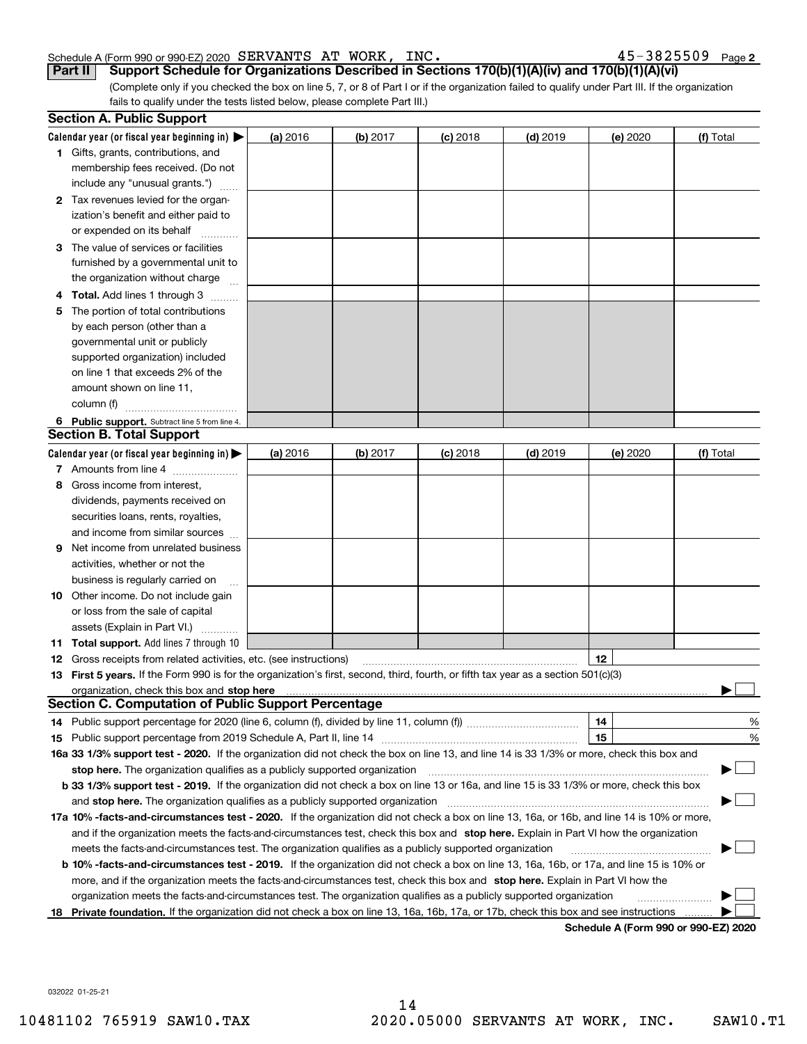Schedule A (Form 990 or 990-EZ) 2020 SERVANTS AT WORK, INC. 45-3825509 Page 2

**Part II Support Schedule for Organizations Described in Sections 170(b)(1)(A)(iv) and 170(b)(1)(A)(vi)**

(Complete only if you checked the box on line 5, 7, or 8 of Part I or if the organization failed to qualify under Part III. If the organization fails to qualify under the tests listed below, please complete Part III.)

**Section A. Public Support**

| Calendar year (or fiscal year beginning in) ▶ | (a) 2016 | (b) 2017 | (c) 2018 | (d) 2019 | (e) 2020 | (f) Total |
|---|---|---|---|---|---|---|
| **1** Gifts, grants, contributions, and membership fees received. (Do not include any "unusual grants.") | | | | | | |
| **2** Tax revenues levied for the organization's benefit and either paid to or expended on its behalf | | | | | | |
| **3** The value of services or facilities furnished by a governmental unit to the organization without charge | | | | | | |
| **4 Total.** Add lines 1 through 3 | | | | | | |
| **5** The portion of total contributions by each person (other than a governmental unit or publicly supported organization) included on line 1 that exceeds 2% of the amount shown on line 11, column (f) | | | | | | |
| **6 Public support.** Subtract line 5 from line 4. | | | | | | |

**Section B. Total Support**

| Calendar year (or fiscal year beginning in) ▶ | (a) 2016 | (b) 2017 | (c) 2018 | (d) 2019 | (e) 2020 | (f) Total |
|---|---|---|---|---|---|---|
| **7** Amounts from line 4 | | | | | | |
| **8** Gross income from interest, dividends, payments received on securities loans, rents, royalties, and income from similar sources | | | | | | |
| **9** Net income from unrelated business activities, whether or not the business is regularly carried on | | | | | | |
| **10** Other income. Do not include gain or loss from the sale of capital assets (Explain in Part VI.) | | | | | | |
| **11 Total support.** Add lines 7 through 10 | | | | | | |

**12** Gross receipts from related activities, etc. (see instructions) **12**

**13 First 5 years.** If the Form 990 is for the organization's first, second, third, fourth, or fifth tax year as a section 501(c)(3) organization, check this box and **stop here** ▶ ☐

**Section C. Computation of Public Support Percentage**

**14** Public support percentage for 2020 (line 6, column (f), divided by line 11, column (f)) **14** %

**15** Public support percentage from 2019 Schedule A, Part II, line 14 **15** %

**16a 33 1/3% support test - 2020.** If the organization did not check the box on line 13, and line 14 is 33 1/3% or more, check this box and **stop here.** The organization qualifies as a publicly supported organization ▶ ☐

**b 33 1/3% support test - 2019.** If the organization did not check a box on line 13 or 16a, and line 15 is 33 1/3% or more, check this box and **stop here.** The organization qualifies as a publicly supported organization ▶ ☐

**17a 10% -facts-and-circumstances test - 2020.** If the organization did not check a box on line 13, 16a, or 16b, and line 14 is 10% or more, and if the organization meets the facts-and-circumstances test, check this box and **stop here.** Explain in Part VI how the organization meets the facts-and-circumstances test. The organization qualifies as a publicly supported organization ▶ ☐

**b 10% -facts-and-circumstances test - 2019.** If the organization did not check a box on line 13, 16a, 16b, or 17a, and line 15 is 10% or more, and if the organization meets the facts-and-circumstances test, check this box and **stop here.** Explain in Part VI how the organization meets the facts-and-circumstances test. The organization qualifies as a publicly supported organization ▶ ☐

**18 Private foundation.** If the organization did not check a box on line 13, 16a, 16b, 17a, or 17b, check this box and see instructions ▶ ☐

**Schedule A (Form 990 or 990-EZ) 2020**

032022 01-25-21

10481102 765919 SAW10.TAX 2020.05000 SERVANTS AT WORK, INC. SAW10.T1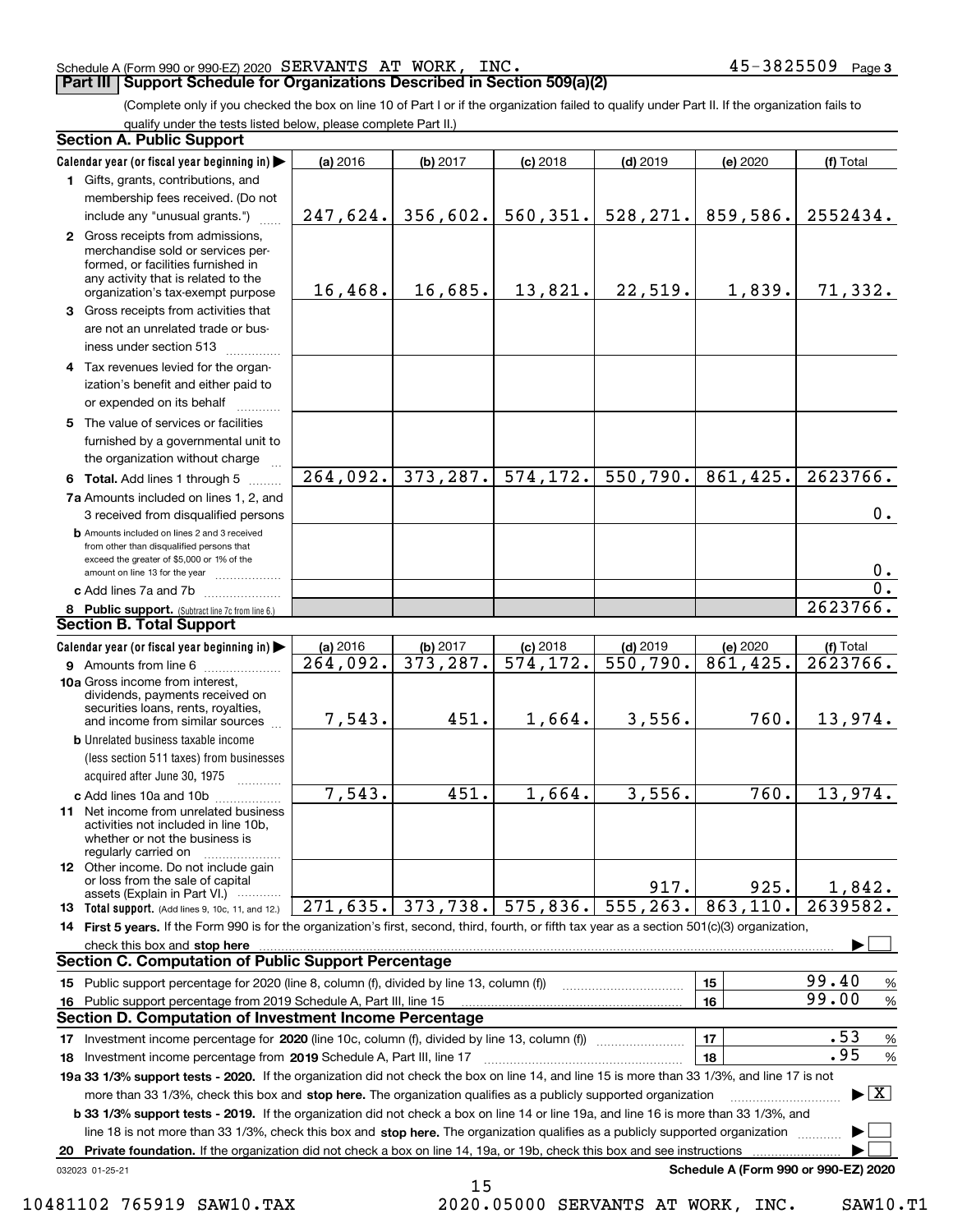Schedule A (Form 990 or 990-EZ) 2020 SERVANTS AT WORK, INC. 45-3825509 Page 3

## Part III Support Schedule for Organizations Described in Section 509(a)(2)

(Complete only if you checked the box on line 10 of Part I or if the organization failed to qualify under Part II. If the organization fails to qualify under the tests listed below, please complete Part II.)

### Section A. Public Support

| Calendar year (or fiscal year beginning in) | (a) 2016 | (b) 2017 | (c) 2018 | (d) 2019 | (e) 2020 | (f) Total |
|---|---|---|---|---|---|---|
| 1 Gifts, grants, contributions, and membership fees received. (Do not include any "unusual grants.") | 247,624. | 356,602. | 560,351. | 528,271. | 859,586. | 2552434. |
| 2 Gross receipts from admissions, merchandise sold or services performed, or facilities furnished in any activity that is related to the organization's tax-exempt purpose | 16,468. | 16,685. | 13,821. | 22,519. | 1,839. | 71,332. |
| 3 Gross receipts from activities that are not an unrelated trade or business under section 513 | | | | | | |
| 4 Tax revenues levied for the organization's benefit and either paid to or expended on its behalf | | | | | | |
| 5 The value of services or facilities furnished by a governmental unit to the organization without charge | | | | | | |
| 6 Total. Add lines 1 through 5 | 264,092. | 373,287. | 574,172. | 550,790. | 861,425. | 2623766. |
| 7a Amounts included on lines 1, 2, and 3 received from disqualified persons | | | | | | 0. |
| b Amounts included on lines 2 and 3 received from other than disqualified persons that exceed the greater of $5,000 or 1% of the amount on line 13 for the year | | | | | | 0. |
| c Add lines 7a and 7b | | | | | | 0. |
| 8 Public support. (Subtract line 7c from line 6.) | | | | | | 2623766. |

### Section B. Total Support

| Calendar year (or fiscal year beginning in) | (a) 2016 | (b) 2017 | (c) 2018 | (d) 2019 | (e) 2020 | (f) Total |
|---|---|---|---|---|---|---|
| 9 Amounts from line 6 | 264,092. | 373,287. | 574,172. | 550,790. | 861,425. | 2623766. |
| 10a Gross income from interest, dividends, payments received on securities loans, rents, royalties, and income from similar sources | 7,543. | 451. | 1,664. | 3,556. | 760. | 13,974. |
| b Unrelated business taxable income (less section 511 taxes) from businesses acquired after June 30, 1975 | | | | | | |
| c Add lines 10a and 10b | 7,543. | 451. | 1,664. | 3,556. | 760. | 13,974. |
| 11 Net income from unrelated business activities not included in line 10b, whether or not the business is regularly carried on | | | | | | |
| 12 Other income. Do not include gain or loss from the sale of capital assets (Explain in Part VI.) | | | | 917. | 925. | 1,842. |
| 13 Total support. (Add lines 9, 10c, 11, and 12.) | 271,635. | 373,738. | 575,836. | 555,263. | 863,110. | 2639582. |

14 First 5 years. If the Form 990 is for the organization's first, second, third, fourth, or fifth tax year as a section 501(c)(3) organization, check this box and stop here ☐

### Section C. Computation of Public Support Percentage

| | | | |
|---|---|---|---|
| 15 Public support percentage for 2020 (line 8, column (f), divided by line 13, column (f)) | 15 | 99.40 | % |
| 16 Public support percentage from 2019 Schedule A, Part III, line 15 | 16 | 99.00 | % |

### Section D. Computation of Investment Income Percentage

| | | | |
|---|---|---|---|
| 17 Investment income percentage for 2020 (line 10c, column (f), divided by line 13, column (f)) | 17 | .53 | % |
| 18 Investment income percentage from 2019 Schedule A, Part III, line 17 | 18 | .95 | % |

19a 33 1/3% support tests - 2020. If the organization did not check the box on line 14, and line 15 is more than 33 1/3%, and line 17 is not more than 33 1/3%, check this box and stop here. The organization qualifies as a publicly supported organization ☒

b 33 1/3% support tests - 2019. If the organization did not check a box on line 14 or line 19a, and line 16 is more than 33 1/3%, and line 18 is not more than 33 1/3%, check this box and stop here. The organization qualifies as a publicly supported organization ☐

20 Private foundation. If the organization did not check a box on line 14, 19a, or 19b, check this box and see instructions ☐

032023 01-25-21 Schedule A (Form 990 or 990-EZ) 2020

10481102 765919 SAW10.TAX 2020.05000 SERVANTS AT WORK, INC. SAW10.T1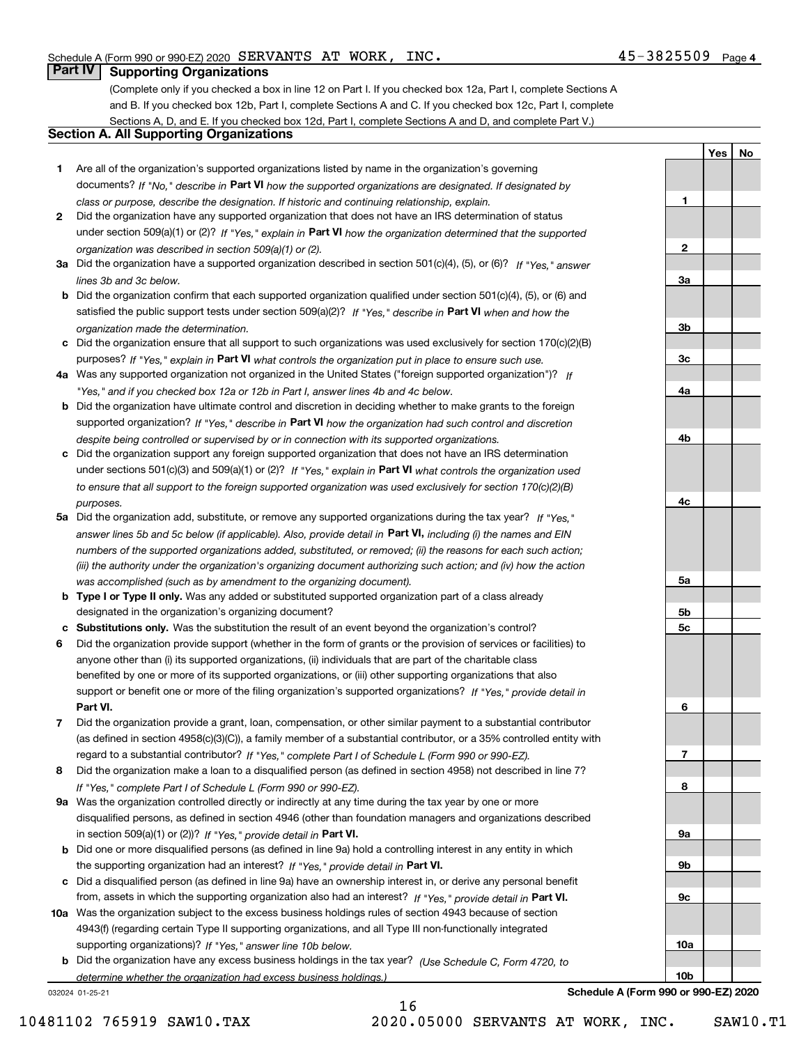Schedule A (Form 990 or 990-EZ) 2020 SERVANTS AT WORK, INC. 45-3825509 Page 4

## Part IV Supporting Organizations

(Complete only if you checked a box in line 12 on Part I. If you checked box 12a, Part I, complete Sections A and B. If you checked box 12b, Part I, complete Sections A and C. If you checked box 12c, Part I, complete Sections A, D, and E. If you checked box 12d, Part I, complete Sections A and D, and complete Part V.)

### Section A. All Supporting Organizations

| | | | Yes | No |
|---|---|---|---|---|
| 1 | Are all of the organization's supported organizations listed by name in the organization's governing documents? *If "No," describe in* **Part VI** *how the supported organizations are designated. If designated by class or purpose, describe the designation. If historic and continuing relationship, explain.* | 1 | | |
| 2 | Did the organization have any supported organization that does not have an IRS determination of status under section 509(a)(1) or (2)? *If "Yes," explain in* **Part VI** *how the organization determined that the supported organization was described in section 509(a)(1) or (2).* | 2 | | |
| 3a | Did the organization have a supported organization described in section 501(c)(4), (5), or (6)? *If "Yes," answer lines 3b and 3c below.* | 3a | | |
| b | Did the organization confirm that each supported organization qualified under section 501(c)(4), (5), or (6) and satisfied the public support tests under section 509(a)(2)? *If "Yes," describe in* **Part VI** *when and how the organization made the determination.* | 3b | | |
| c | Did the organization ensure that all support to such organizations was used exclusively for section 170(c)(2)(B) purposes? *If "Yes," explain in* **Part VI** *what controls the organization put in place to ensure such use.* | 3c | | |
| 4a | Was any supported organization not organized in the United States ("foreign supported organization")? *If "Yes," and if you checked box 12a or 12b in Part I, answer lines 4b and 4c below.* | 4a | | |
| b | Did the organization have ultimate control and discretion in deciding whether to make grants to the foreign supported organization? *If "Yes," describe in* **Part VI** *how the organization had such control and discretion despite being controlled or supervised by or in connection with its supported organizations.* | 4b | | |
| c | Did the organization support any foreign supported organization that does not have an IRS determination under sections 501(c)(3) and 509(a)(1) or (2)? *If "Yes," explain in* **Part VI** *what controls the organization used to ensure that all support to the foreign supported organization was used exclusively for section 170(c)(2)(B) purposes.* | 4c | | |
| 5a | Did the organization add, substitute, or remove any supported organizations during the tax year? *If "Yes," answer lines 5b and 5c below (if applicable). Also, provide detail in* **Part VI,** *including (i) the names and EIN numbers of the supported organizations added, substituted, or removed; (ii) the reasons for each such action; (iii) the authority under the organization's organizing document authorizing such action; and (iv) how the action was accomplished (such as by amendment to the organizing document).* | 5a | | |
| b | **Type I or Type II only.** Was any added or substituted supported organization part of a class already designated in the organization's organizing document? | 5b | | |
| c | **Substitutions only.** Was the substitution the result of an event beyond the organization's control? | 5c | | |
| 6 | Did the organization provide support (whether in the form of grants or the provision of services or facilities) to anyone other than (i) its supported organizations, (ii) individuals that are part of the charitable class benefited by one or more of its supported organizations, or (iii) other supporting organizations that also support or benefit one or more of the filing organization's supported organizations? *If "Yes," provide detail in* **Part VI.** | 6 | | |
| 7 | Did the organization provide a grant, loan, compensation, or other similar payment to a substantial contributor (as defined in section 4958(c)(3)(C)), a family member of a substantial contributor, or a 35% controlled entity with regard to a substantial contributor? *If "Yes," complete Part I of Schedule L (Form 990 or 990-EZ).* | 7 | | |
| 8 | Did the organization make a loan to a disqualified person (as defined in section 4958) not described in line 7? *If "Yes," complete Part I of Schedule L (Form 990 or 990-EZ).* | 8 | | |
| 9a | Was the organization controlled directly or indirectly at any time during the tax year by one or more disqualified persons, as defined in section 4946 (other than foundation managers and organizations described in section 509(a)(1) or (2))? *If "Yes," provide detail in* **Part VI.** | 9a | | |
| b | Did one or more disqualified persons (as defined in line 9a) hold a controlling interest in any entity in which the supporting organization had an interest? *If "Yes," provide detail in* **Part VI.** | 9b | | |
| c | Did a disqualified person (as defined in line 9a) have an ownership interest in, or derive any personal benefit from, assets in which the supporting organization also had an interest? *If "Yes," provide detail in* **Part VI.** | 9c | | |
| 10a | Was the organization subject to the excess business holdings rules of section 4943 because of section 4943(f) (regarding certain Type II supporting organizations, and all Type III non-functionally integrated supporting organizations)? *If "Yes," answer line 10b below.* | 10a | | |
| b | Did the organization have any excess business holdings in the tax year? *(Use Schedule C, Form 4720, to determine whether the organization had excess business holdings.)* | 10b | | |

032024 01-25-21 **Schedule A (Form 990 or 990-EZ) 2020**

10481102 765919 SAW10.TAX 2020.05000 SERVANTS AT WORK, INC. SAW10.T1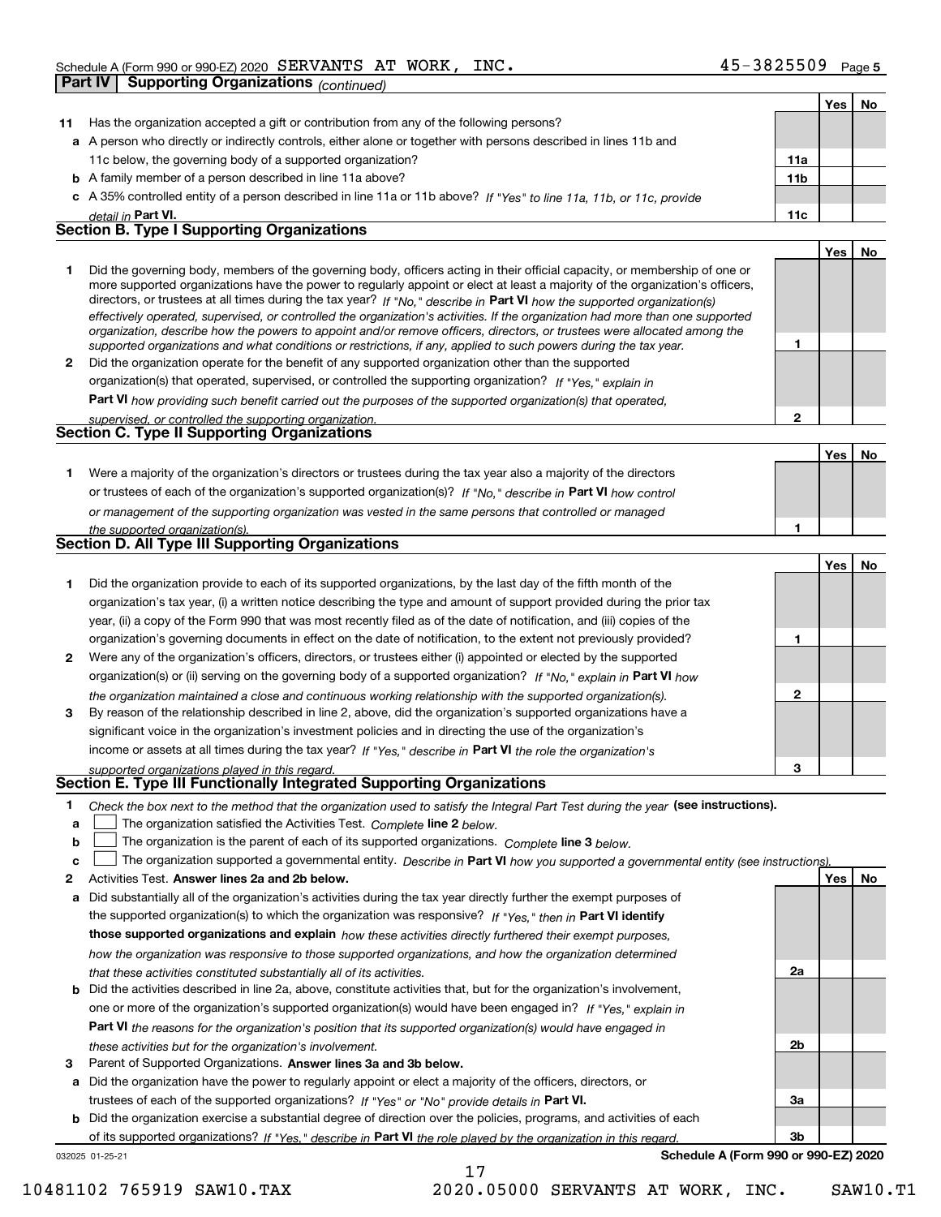Schedule A (Form 990 or 990-EZ) 2020 SERVANTS AT WORK, INC. 45-3825509 Page 5

**Part IV Supporting Organizations** *(continued)*

| | | | Yes | No |
|---|---|---|---|---|
| **11** | Has the organization accepted a gift or contribution from any of the following persons? | | | |
| **a** | A person who directly or indirectly controls, either alone or together with persons described in lines 11b and 11c below, the governing body of a supported organization? | **11a** | | |
| **b** | A family member of a person described in line 11a above? | **11b** | | |
| **c** | A 35% controlled entity of a person described in line 11a or 11b above? *If "Yes" to line 11a, 11b, or 11c, provide detail in* **Part VI.** | **11c** | | |

## Section B. Type I Supporting Organizations

| | | | Yes | No |
|---|---|---|---|---|
| **1** | Did the governing body, members of the governing body, officers acting in their official capacity, or membership of one or more supported organizations have the power to regularly appoint or elect at least a majority of the organization's officers, directors, or trustees at all times during the tax year? *If "No," describe in* **Part VI** *how the supported organization(s) effectively operated, supervised, or controlled the organization's activities. If the organization had more than one supported organization, describe how the powers to appoint and/or remove officers, directors, or trustees were allocated among the supported organizations and what conditions or restrictions, if any, applied to such powers during the tax year.* | **1** | | |
| **2** | Did the organization operate for the benefit of any supported organization other than the supported organization(s) that operated, supervised, or controlled the supporting organization? *If "Yes," explain in* **Part VI** *how providing such benefit carried out the purposes of the supported organization(s) that operated, supervised, or controlled the supporting organization.* | **2** | | |

## Section C. Type II Supporting Organizations

| | | | Yes | No |
|---|---|---|---|---|
| **1** | Were a majority of the organization's directors or trustees during the tax year also a majority of the directors or trustees of each of the organization's supported organization(s)? *If "No," describe in* **Part VI** *how control or management of the supporting organization was vested in the same persons that controlled or managed the supported organization(s).* | **1** | | |

## Section D. All Type III Supporting Organizations

| | | | Yes | No |
|---|---|---|---|---|
| **1** | Did the organization provide to each of its supported organizations, by the last day of the fifth month of the organization's tax year, (i) a written notice describing the type and amount of support provided during the prior tax year, (ii) a copy of the Form 990 that was most recently filed as of the date of notification, and (iii) copies of the organization's governing documents in effect on the date of notification, to the extent not previously provided? | **1** | | |
| **2** | Were any of the organization's officers, directors, or trustees either (i) appointed or elected by the supported organization(s) or (ii) serving on the governing body of a supported organization? *If "No," explain in* **Part VI** *how the organization maintained a close and continuous working relationship with the supported organization(s).* | **2** | | |
| **3** | By reason of the relationship described in line 2, above, did the organization's supported organizations have a significant voice in the organization's investment policies and in directing the use of the organization's income or assets at all times during the tax year? *If "Yes," describe in* **Part VI** *the role the organization's supported organizations played in this regard.* | **3** | | |

## Section E. Type III Functionally Integrated Supporting Organizations

**1** *Check the box next to the method that the organization used to satisfy the Integral Part Test during the year* **(see instructions).**

- **a** ☐ The organization satisfied the Activities Test. *Complete* **line 2** *below.*
- **b** ☐ The organization is the parent of each of its supported organizations. *Complete* **line 3** *below.*
- **c** ☐ The organization supported a governmental entity. *Describe in* **Part VI** *how you supported a governmental entity (see instructions).*

| | | | Yes | No |
|---|---|---|---|---|
| **2** | Activities Test. **Answer lines 2a and 2b below.** | | | |
| **a** | Did substantially all of the organization's activities during the tax year directly further the exempt purposes of the supported organization(s) to which the organization was responsive? *If "Yes," then in* **Part VI identify those supported organizations and explain** *how these activities directly furthered their exempt purposes, how the organization was responsive to those supported organizations, and how the organization determined that these activities constituted substantially all of its activities.* | **2a** | | |
| **b** | Did the activities described in line 2a, above, constitute activities that, but for the organization's involvement, one or more of the organization's supported organization(s) would have been engaged in? *If "Yes," explain in* **Part VI** *the reasons for the organization's position that its supported organization(s) would have engaged in these activities but for the organization's involvement.* | **2b** | | |
| **3** | Parent of Supported Organizations. **Answer lines 3a and 3b below.** | | | |
| **a** | Did the organization have the power to regularly appoint or elect a majority of the officers, directors, or trustees of each of the supported organizations? *If "Yes" or "No" provide details in* **Part VI.** | **3a** | | |
| **b** | Did the organization exercise a substantial degree of direction over the policies, programs, and activities of each of its supported organizations? *If "Yes," describe in* **Part VI** *the role played by the organization in this regard.* | **3b** | | |

032025 01-25-21 **Schedule A (Form 990 or 990-EZ) 2020**

10481102 765919 SAW10.TAX 2020.05000 SERVANTS AT WORK, INC. SAW10.T1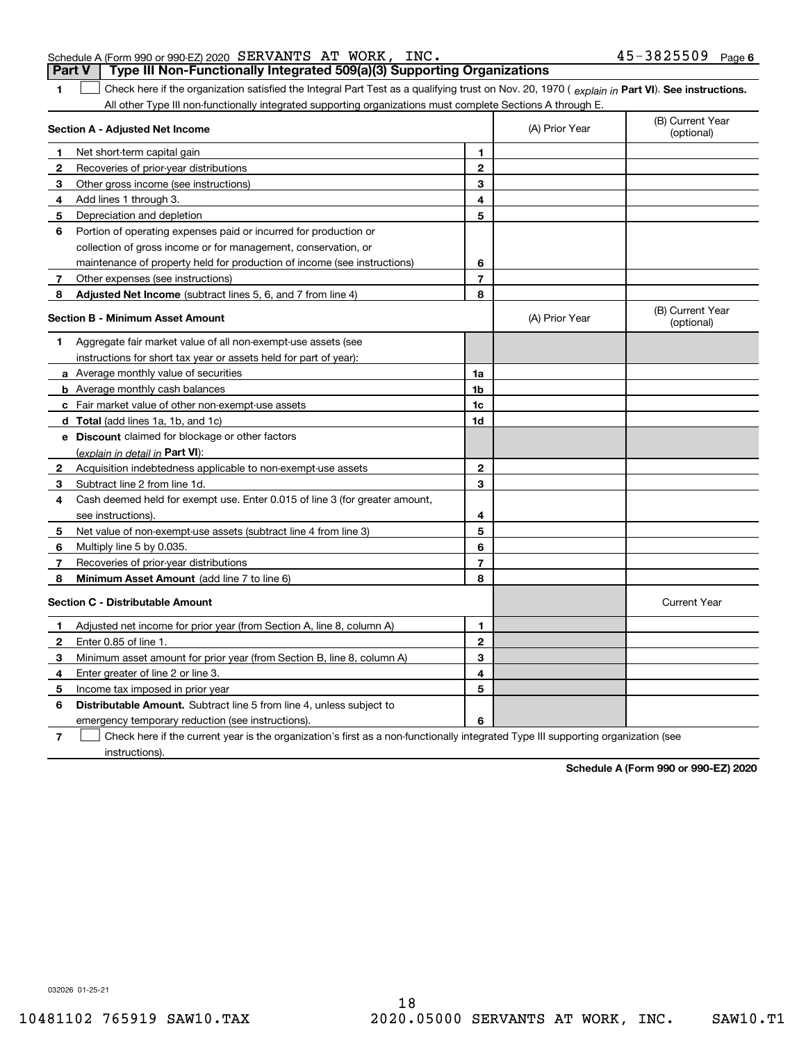Schedule A (Form 990 or 990-EZ) 2020 SERVANTS AT WORK, INC. 45-3825509 Page 6

## Part V Type III Non-Functionally Integrated 509(a)(3) Supporting Organizations

**1** ☐ Check here if the organization satisfied the Integral Part Test as a qualifying trust on Nov. 20, 1970 ( *explain in* **Part VI**). **See instructions.** All other Type III non-functionally integrated supporting organizations must complete Sections A through E.

| | **Section A - Adjusted Net Income** | | (A) Prior Year | (B) Current Year (optional) |
|---|---|---|---|---|
| **1** | Net short-term capital gain | **1** | | |
| **2** | Recoveries of prior-year distributions | **2** | | |
| **3** | Other gross income (see instructions) | **3** | | |
| **4** | Add lines 1 through 3. | **4** | | |
| **5** | Depreciation and depletion | **5** | | |
| **6** | Portion of operating expenses paid or incurred for production or collection of gross income or for management, conservation, or maintenance of property held for production of income (see instructions) | **6** | | |
| **7** | Other expenses (see instructions) | **7** | | |
| **8** | **Adjusted Net Income** (subtract lines 5, 6, and 7 from line 4) | **8** | | |

| | **Section B - Minimum Asset Amount** | | (A) Prior Year | (B) Current Year (optional) |
|---|---|---|---|---|
| **1** | Aggregate fair market value of all non-exempt-use assets (see instructions for short tax year or assets held for part of year): | | | |
| **a** | Average monthly value of securities | **1a** | | |
| **b** | Average monthly cash balances | **1b** | | |
| **c** | Fair market value of other non-exempt-use assets | **1c** | | |
| **d** | **Total** (add lines 1a, 1b, and 1c) | **1d** | | |
| **e** | **Discount** claimed for blockage or other factors (*explain in detail in* **Part VI**): | | | |
| **2** | Acquisition indebtedness applicable to non-exempt-use assets | **2** | | |
| **3** | Subtract line 2 from line 1d. | **3** | | |
| **4** | Cash deemed held for exempt use. Enter 0.015 of line 3 (for greater amount, see instructions). | **4** | | |
| **5** | Net value of non-exempt-use assets (subtract line 4 from line 3) | **5** | | |
| **6** | Multiply line 5 by 0.035. | **6** | | |
| **7** | Recoveries of prior-year distributions | **7** | | |
| **8** | **Minimum Asset Amount** (add line 7 to line 6) | **8** | | |

| | **Section C - Distributable Amount** | | | Current Year |
|---|---|---|---|---|
| **1** | Adjusted net income for prior year (from Section A, line 8, column A) | **1** | | |
| **2** | Enter 0.85 of line 1. | **2** | | |
| **3** | Minimum asset amount for prior year (from Section B, line 8, column A) | **3** | | |
| **4** | Enter greater of line 2 or line 3. | **4** | | |
| **5** | Income tax imposed in prior year | **5** | | |
| **6** | **Distributable Amount.** Subtract line 5 from line 4, unless subject to emergency temporary reduction (see instructions). | **6** | | |

**7** ☐ Check here if the current year is the organization's first as a non-functionally integrated Type III supporting organization (see instructions).

**Schedule A (Form 990 or 990-EZ) 2020**

032026 01-25-21

10481102 765919 SAW10.TAX 2020.05000 SERVANTS AT WORK, INC. SAW10.T1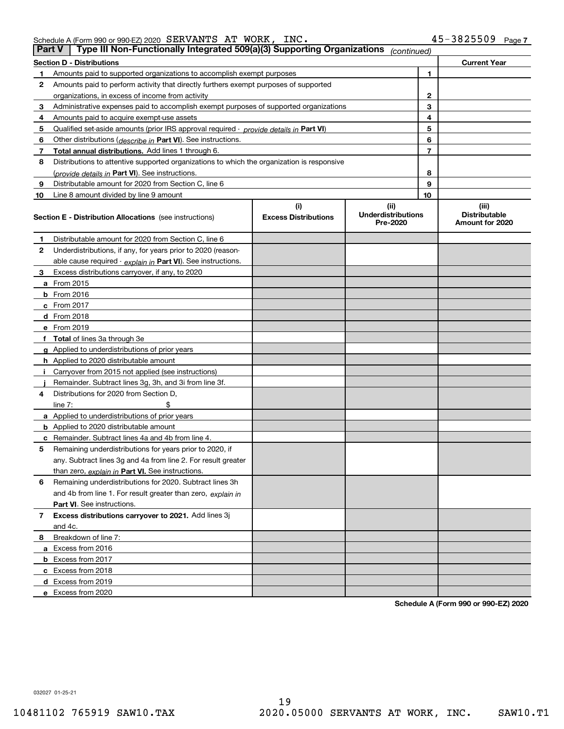Schedule A (Form 990 or 990-EZ) 2020 SERVANTS AT WORK, INC. 45-3825509 Page 7

## Part V — Type III Non-Functionally Integrated 509(a)(3) Supporting Organizations *(continued)*

| Section D - Distributions | | | Current Year |
|---|---|---|---|
| 1 | Amounts paid to supported organizations to accomplish exempt purposes | 1 | |
| 2 | Amounts paid to perform activity that directly furthers exempt purposes of supported organizations, in excess of income from activity | 2 | |
| 3 | Administrative expenses paid to accomplish exempt purposes of supported organizations | 3 | |
| 4 | Amounts paid to acquire exempt-use assets | 4 | |
| 5 | Qualified set-aside amounts (prior IRS approval required - *provide details in* **Part VI**) | 5 | |
| 6 | Other distributions (*describe in* **Part VI**). See instructions. | 6 | |
| 7 | **Total annual distributions.** Add lines 1 through 6. | 7 | |
| 8 | Distributions to attentive supported organizations to which the organization is responsive (*provide details in* **Part VI**). See instructions. | 8 | |
| 9 | Distributable amount for 2020 from Section C, line 6 | 9 | |
| 10 | Line 8 amount divided by line 9 amount | 10 | |

| Section E - Distribution Allocations (see instructions) | | (i) Excess Distributions | (ii) Underdistributions Pre-2020 | (iii) Distributable Amount for 2020 |
|---|---|---|---|---|
| 1 | Distributable amount for 2020 from Section C, line 6 | | | |
| 2 | Underdistributions, if any, for years prior to 2020 (reasonable cause required - *explain in* **Part VI**). See instructions. | | | |
| 3 | Excess distributions carryover, if any, to 2020 | | | |
| a | From 2015 | | | |
| b | From 2016 | | | |
| c | From 2017 | | | |
| d | From 2018 | | | |
| e | From 2019 | | | |
| f | **Total** of lines 3a through 3e | | | |
| g | Applied to underdistributions of prior years | | | |
| h | Applied to 2020 distributable amount | | | |
| i | Carryover from 2015 not applied (see instructions) | | | |
| j | Remainder. Subtract lines 3g, 3h, and 3i from line 3f. | | | |
| 4 | Distributions for 2020 from Section D, line 7: $ | | | |
| a | Applied to underdistributions of prior years | | | |
| b | Applied to 2020 distributable amount | | | |
| c | Remainder. Subtract lines 4a and 4b from line 4. | | | |
| 5 | Remaining underdistributions for years prior to 2020, if any. Subtract lines 3g and 4a from line 2. For result greater than zero, *explain in* **Part VI.** See instructions. | | | |
| 6 | Remaining underdistributions for 2020. Subtract lines 3h and 4b from line 1. For result greater than zero, *explain in* **Part VI**. See instructions. | | | |
| 7 | **Excess distributions carryover to 2021.** Add lines 3j and 4c. | | | |
| 8 | Breakdown of line 7: | | | |
| a | Excess from 2016 | | | |
| b | Excess from 2017 | | | |
| c | Excess from 2018 | | | |
| d | Excess from 2019 | | | |
| e | Excess from 2020 | | | |

**Schedule A (Form 990 or 990-EZ) 2020**

032027 01-25-21

10481102 765919 SAW10.TAX 2020.05000 SERVANTS AT WORK, INC. SAW10.T1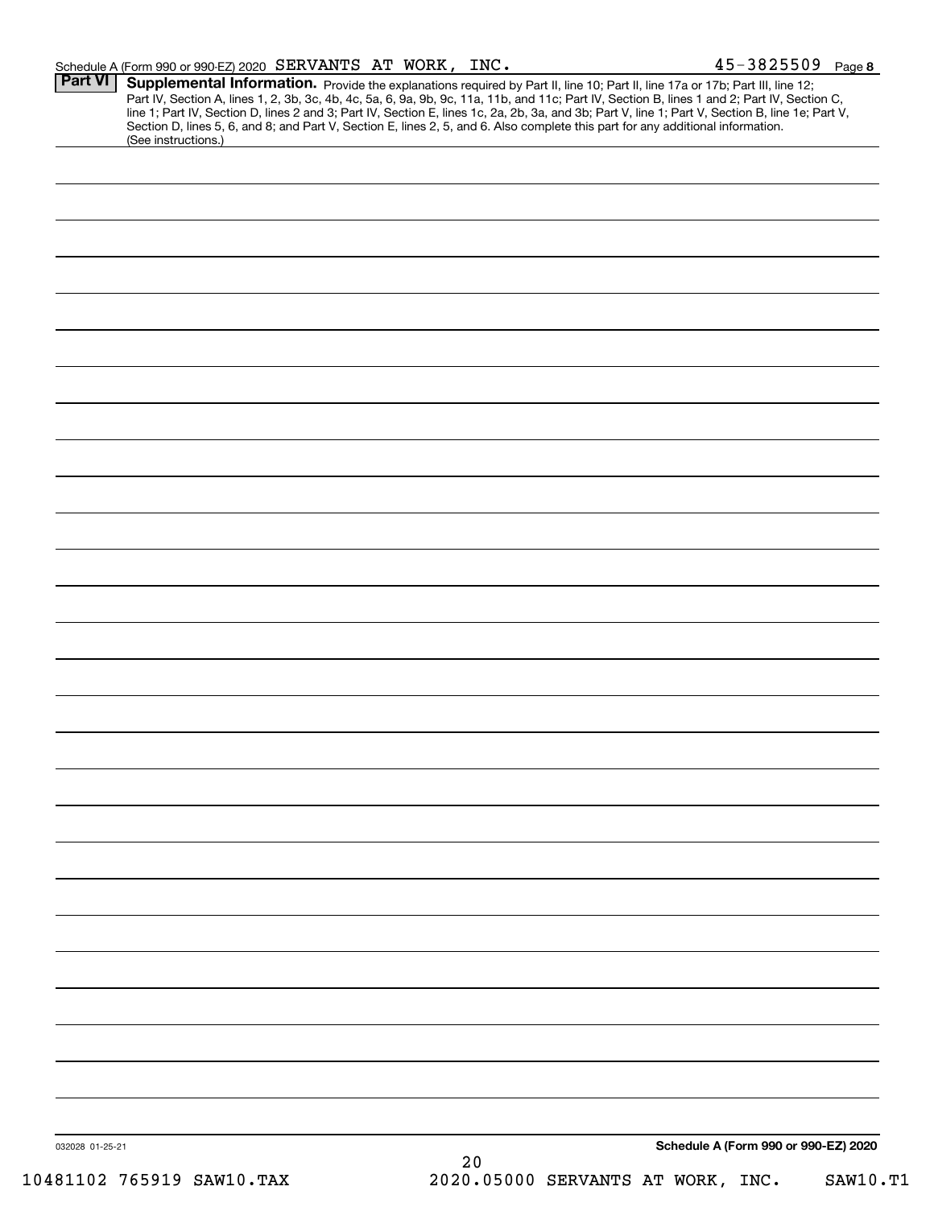Schedule A (Form 990 or 990-EZ) 2020 SERVANTS AT WORK, INC. 45-3825509 Page 8

**Part VI** **Supplemental Information.** Provide the explanations required by Part II, line 10; Part II, line 17a or 17b; Part III, line 12; Part IV, Section A, lines 1, 2, 3b, 3c, 4b, 4c, 5a, 6, 9a, 9b, 9c, 11a, 11b, and 11c; Part IV, Section B, lines 1 and 2; Part IV, Section C, line 1; Part IV, Section D, lines 2 and 3; Part IV, Section E, lines 1c, 2a, 2b, 3a, and 3b; Part V, line 1; Part V, Section B, line 1e; Part V, Section D, lines 5, 6, and 8; and Part V, Section E, lines 2, 5, and 6. Also complete this part for any additional information. (See instructions.)

032028 01-25-21

**Schedule A (Form 990 or 990-EZ) 2020**

10481102 765919 SAW10.TAX 2020.05000 SERVANTS AT WORK, INC. SAW10.T1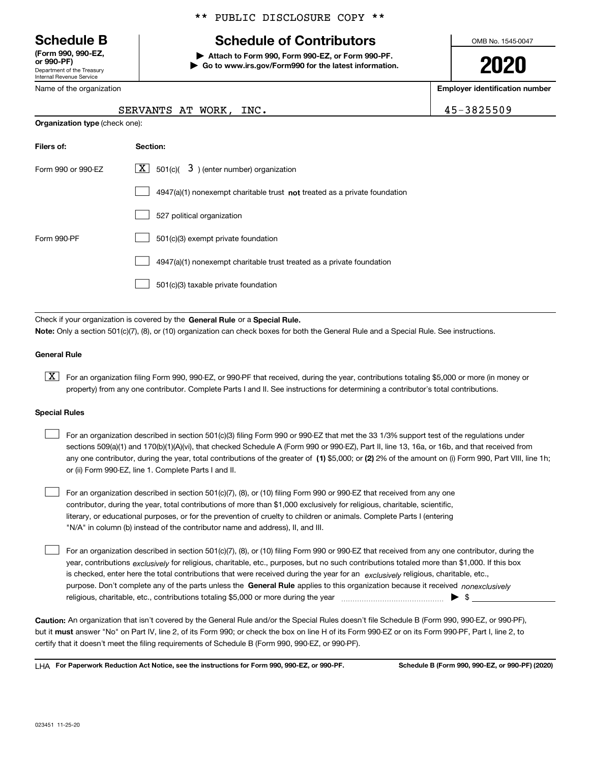** PUBLIC DISCLOSURE COPY **

# Schedule B

**(Form 990, 990-EZ, or 990-PF)**
Department of the Treasury
Internal Revenue Service

## Schedule of Contributors

**▶ Attach to Form 990, Form 990-EZ, or Form 990-PF.**
**▶ Go to www.irs.gov/Form990 for the latest information.**

OMB No. 1545-0047

**2020**

| Name of the organization | Employer identification number |
|---|---|
| SERVANTS AT WORK, INC. | 45-3825509 |

**Organization type** (check one):

| Filers of: | Section: |
|---|---|
| Form 990 or 990-EZ | [X] 501(c)( 3 ) (enter number) organization |
| | [ ] 4947(a)(1) nonexempt charitable trust **not** treated as a private foundation |
| | [ ] 527 political organization |
| Form 990-PF | [ ] 501(c)(3) exempt private foundation |
| | [ ] 4947(a)(1) nonexempt charitable trust treated as a private foundation |
| | [ ] 501(c)(3) taxable private foundation |

Check if your organization is covered by the **General Rule** or a **Special Rule.**

**Note:** Only a section 501(c)(7), (8), or (10) organization can check boxes for both the General Rule and a Special Rule. See instructions.

**General Rule**

[X] For an organization filing Form 990, 990-EZ, or 990-PF that received, during the year, contributions totaling $5,000 or more (in money or property) from any one contributor. Complete Parts I and II. See instructions for determining a contributor's total contributions.

**Special Rules**

[ ] For an organization described in section 501(c)(3) filing Form 990 or 990-EZ that met the 33 1/3% support test of the regulations under sections 509(a)(1) and 170(b)(1)(A)(vi), that checked Schedule A (Form 990 or 990-EZ), Part II, line 13, 16a, or 16b, and that received from any one contributor, during the year, total contributions of the greater of **(1)** $5,000; or **(2)** 2% of the amount on (i) Form 990, Part VIII, line 1h; or (ii) Form 990-EZ, line 1. Complete Parts I and II.

[ ] For an organization described in section 501(c)(7), (8), or (10) filing Form 990 or 990-EZ that received from any one contributor, during the year, total contributions of more than $1,000 exclusively for religious, charitable, scientific, literary, or educational purposes, or for the prevention of cruelty to children or animals. Complete Parts I (entering "N/A" in column (b) instead of the contributor name and address), II, and III.

[ ] For an organization described in section 501(c)(7), (8), or (10) filing Form 990 or 990-EZ that received from any one contributor, during the year, contributions *exclusively* for religious, charitable, etc., purposes, but no such contributions totaled more than $1,000. If this box is checked, enter here the total contributions that were received during the year for an *exclusively* religious, charitable, etc., purpose. Don't complete any of the parts unless the **General Rule** applies to this organization because it received *nonexclusively* religious, charitable, etc., contributions totaling $5,000 or more during the year ▶ $

**Caution:** An organization that isn't covered by the General Rule and/or the Special Rules doesn't file Schedule B (Form 990, 990-EZ, or 990-PF), but it **must** answer "No" on Part IV, line 2, of its Form 990; or check the box on line H of its Form 990-EZ or on its Form 990-PF, Part I, line 2, to certify that it doesn't meet the filing requirements of Schedule B (Form 990, 990-EZ, or 990-PF).

LHA **For Paperwork Reduction Act Notice, see the instructions for Form 990, 990-EZ, or 990-PF.** **Schedule B (Form 990, 990-EZ, or 990-PF) (2020)**

023451 11-25-20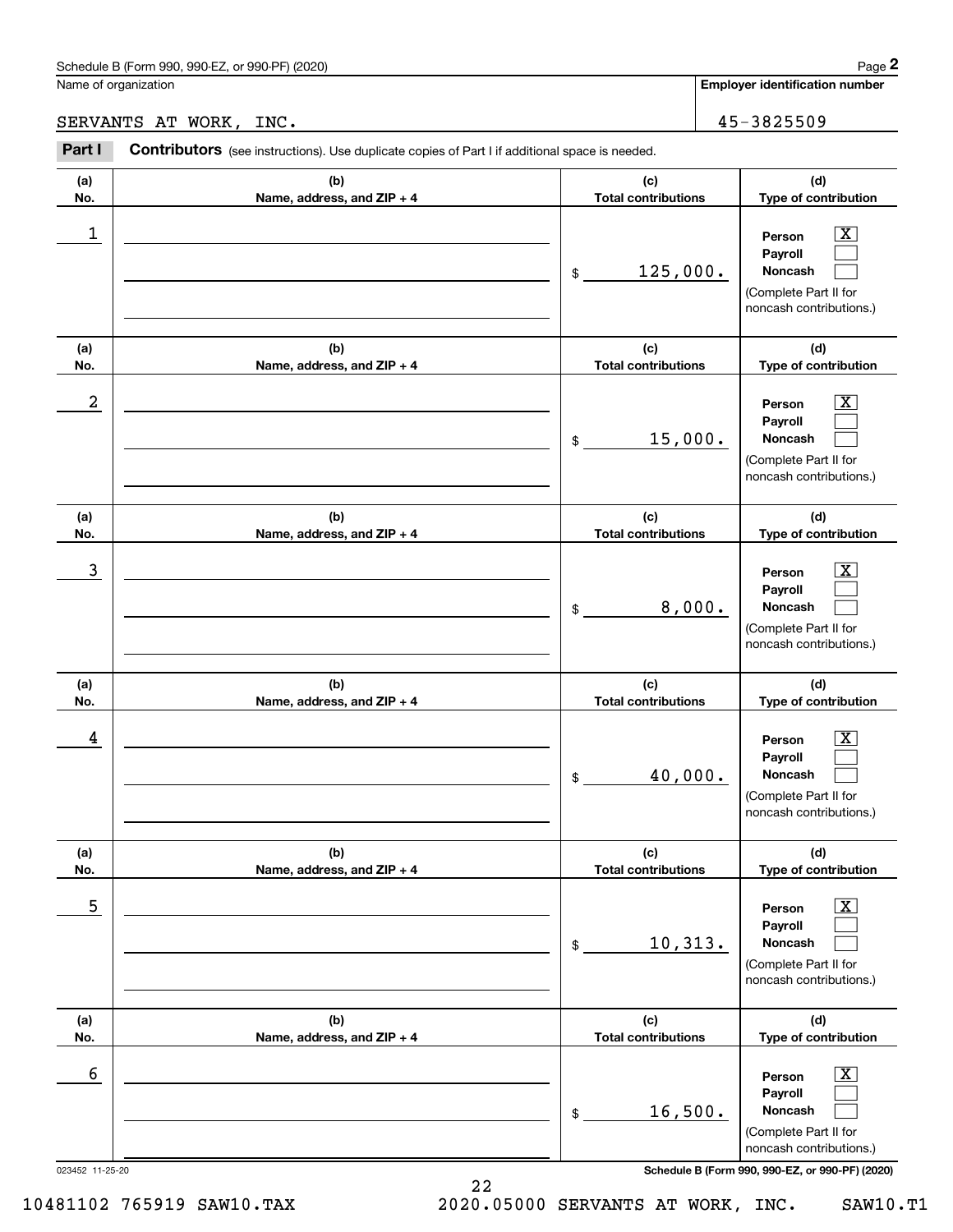Schedule B (Form 990, 990-EZ, or 990-PF) (2020)

Name of organization: SERVANTS AT WORK, INC.

Employer identification number: 45-3825509

## Part I Contributors

(see instructions). Use duplicate copies of Part I if additional space is needed.

| (a) No. | (b) Name, address, and ZIP + 4 | (c) Total contributions | (d) Type of contribution |
|---|---|---|---|
| 1 | | $ 125,000. | Person [X] Payroll [ ] Noncash [ ] (Complete Part II for noncash contributions.) |
| 2 | | $ 15,000. | Person [X] Payroll [ ] Noncash [ ] (Complete Part II for noncash contributions.) |
| 3 | | $ 8,000. | Person [X] Payroll [ ] Noncash [ ] (Complete Part II for noncash contributions.) |
| 4 | | $ 40,000. | Person [X] Payroll [ ] Noncash [ ] (Complete Part II for noncash contributions.) |
| 5 | | $ 10,313. | Person [X] Payroll [ ] Noncash [ ] (Complete Part II for noncash contributions.) |
| 6 | | $ 16,500. | Person [X] Payroll [ ] Noncash [ ] (Complete Part II for noncash contributions.) |

023452 11-25-20

Schedule B (Form 990, 990-EZ, or 990-PF) (2020)

10481102 765919 SAW10.TAX 2020.05000 SERVANTS AT WORK, INC. SAW10.T1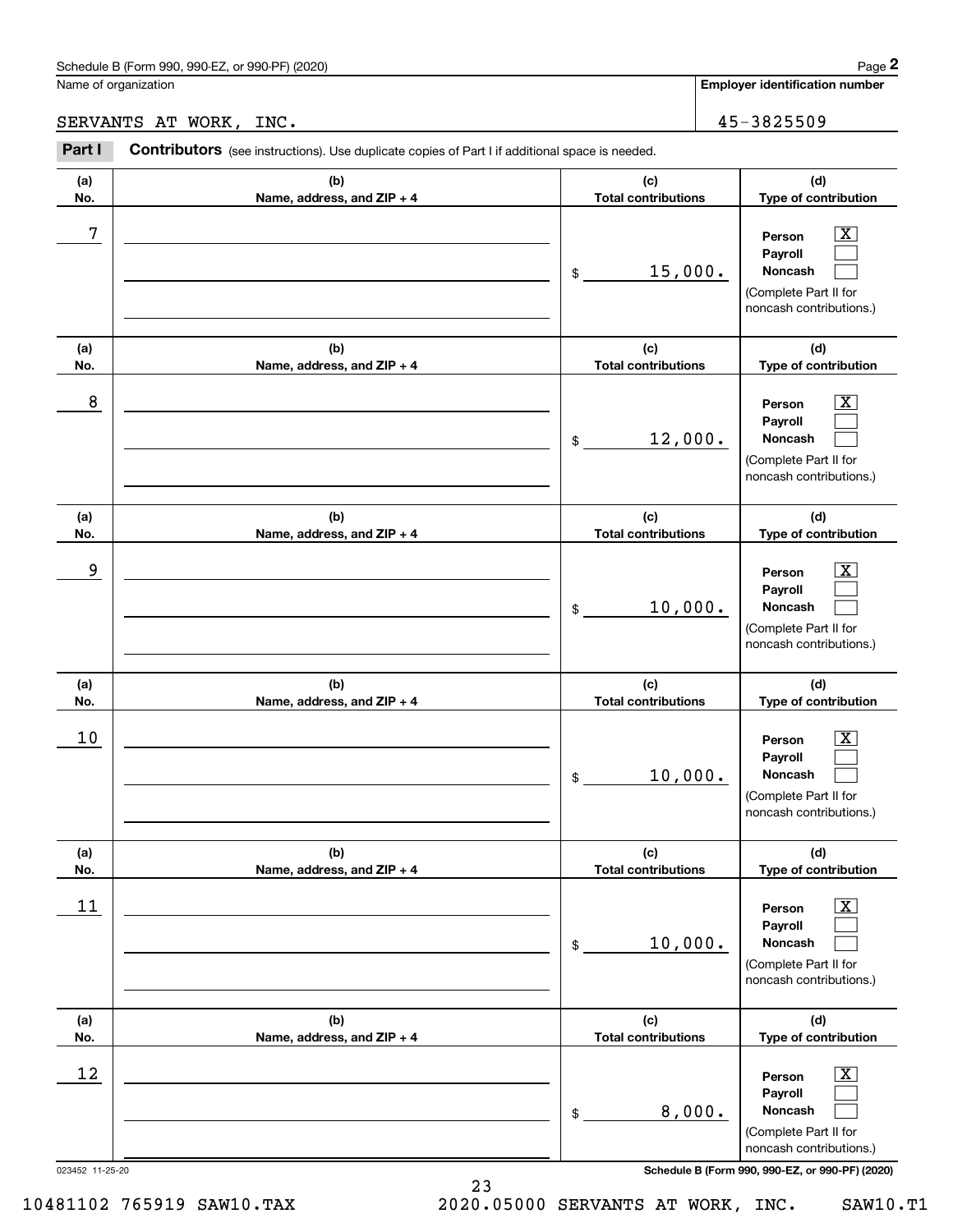Schedule B (Form 990, 990-EZ, or 990-PF) (2020)

Name of organization: SERVANTS AT WORK, INC.

Employer identification number: 45-3825509

**Part I** **Contributors** (see instructions). Use duplicate copies of Part I if additional space is needed.

| (a) No. | (b) Name, address, and ZIP + 4 | (c) Total contributions | (d) Type of contribution |
|---|---|---|---|
| 7 | | $ 15,000. | Person [X] Payroll [ ] Noncash [ ] (Complete Part II for noncash contributions.) |
| 8 | | $ 12,000. | Person [X] Payroll [ ] Noncash [ ] (Complete Part II for noncash contributions.) |
| 9 | | $ 10,000. | Person [X] Payroll [ ] Noncash [ ] (Complete Part II for noncash contributions.) |
| 10 | | $ 10,000. | Person [X] Payroll [ ] Noncash [ ] (Complete Part II for noncash contributions.) |
| 11 | | $ 10,000. | Person [X] Payroll [ ] Noncash [ ] (Complete Part II for noncash contributions.) |
| 12 | | $ 8,000. | Person [X] Payroll [ ] Noncash [ ] (Complete Part II for noncash contributions.) |

023452 11-25-20

10481102 765919 SAW10.TAX 2020.05000 SERVANTS AT WORK, INC. SAW10.T1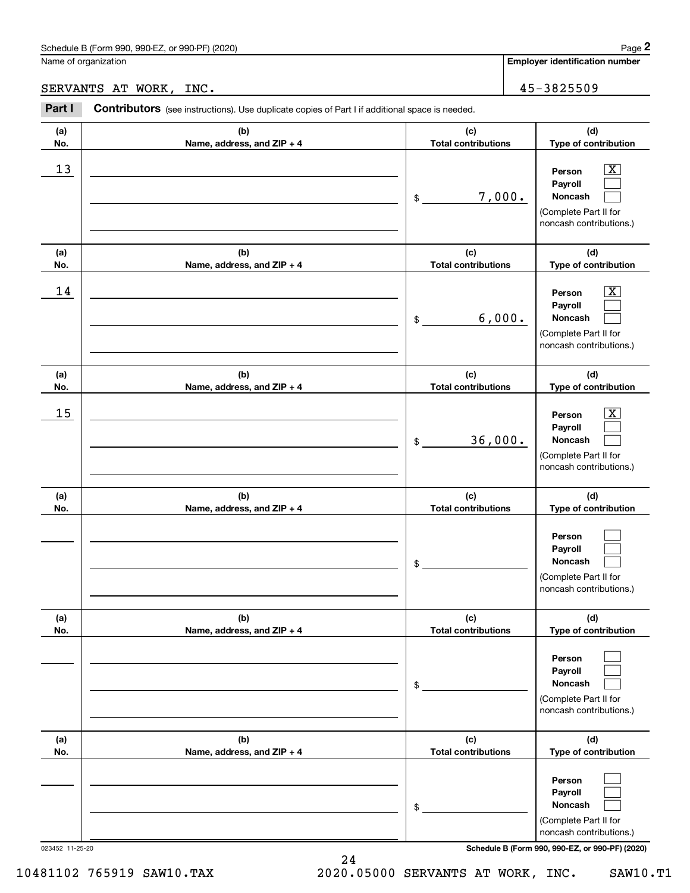Schedule B (Form 990, 990-EZ, or 990-PF) (2020)

Name of organization: SERVANTS AT WORK, INC.

**Employer identification number:** 45-3825509

## Part I **Contributors** (see instructions). Use duplicate copies of Part I if additional space is needed.

| (a) No. | (b) Name, address, and ZIP + 4 | (c) Total contributions | (d) Type of contribution |
|---|---|---|---|
| 13 | | $ 7,000. | Person [X] Payroll [ ] Noncash [ ] (Complete Part II for noncash contributions.) |
| 14 | | $ 6,000. | Person [X] Payroll [ ] Noncash [ ] (Complete Part II for noncash contributions.) |
| 15 | | $ 36,000. | Person [X] Payroll [ ] Noncash [ ] (Complete Part II for noncash contributions.) |
| | | $ | Person [ ] Payroll [ ] Noncash [ ] (Complete Part II for noncash contributions.) |
| | | $ | Person [ ] Payroll [ ] Noncash [ ] (Complete Part II for noncash contributions.) |
| | | $ | Person [ ] Payroll [ ] Noncash [ ] (Complete Part II for noncash contributions.) |

023452 11-25-20

Schedule B (Form 990, 990-EZ, or 990-PF) (2020)

10481102 765919 SAW10.TAX 2020.05000 SERVANTS AT WORK, INC. SAW10.T1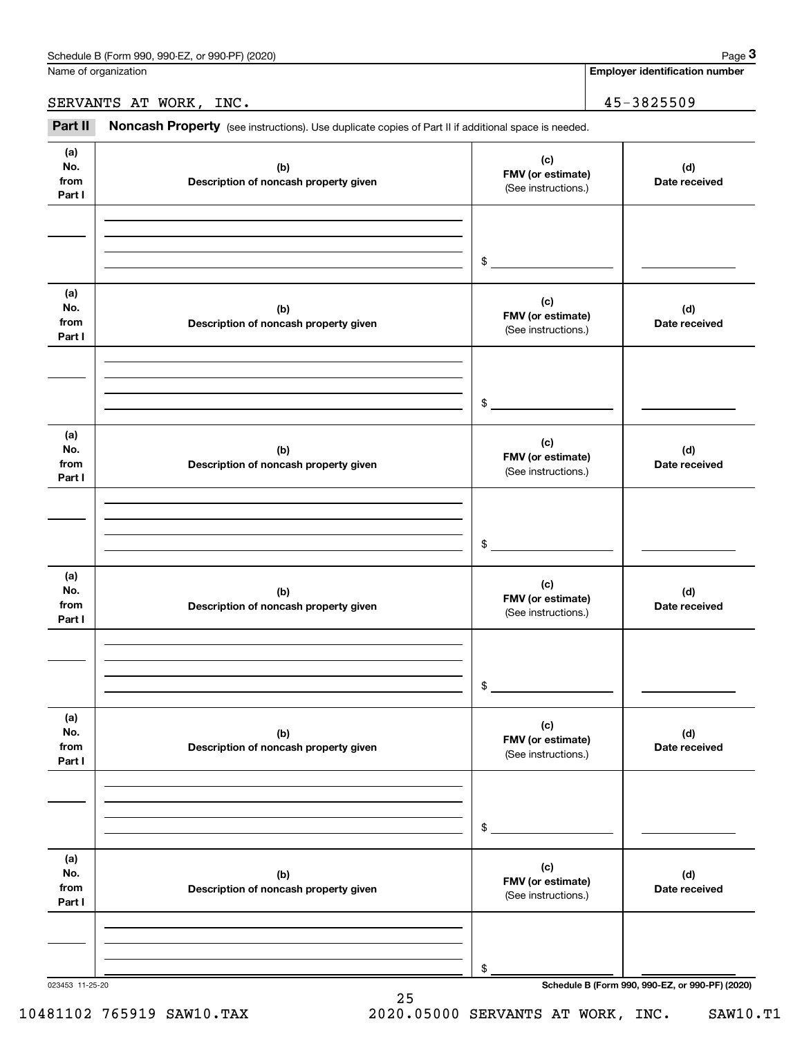Name of organization

SERVANTS AT WORK, INC.

**Employer identification number**

45-3825509

**Part II** **Noncash Property** (see instructions). Use duplicate copies of Part II if additional space is needed.

| (a) No. from Part I | (b) Description of noncash property given | (c) FMV (or estimate) (See instructions.) | (d) Date received |
|---|---|---|---|
| | | $ | |

| (a) No. from Part I | (b) Description of noncash property given | (c) FMV (or estimate) (See instructions.) | (d) Date received |
|---|---|---|---|
| | | $ | |

| (a) No. from Part I | (b) Description of noncash property given | (c) FMV (or estimate) (See instructions.) | (d) Date received |
|---|---|---|---|
| | | $ | |

| (a) No. from Part I | (b) Description of noncash property given | (c) FMV (or estimate) (See instructions.) | (d) Date received |
|---|---|---|---|
| | | $ | |

| (a) No. from Part I | (b) Description of noncash property given | (c) FMV (or estimate) (See instructions.) | (d) Date received |
|---|---|---|---|
| | | $ | |

| (a) No. from Part I | (b) Description of noncash property given | (c) FMV (or estimate) (See instructions.) | (d) Date received |
|---|---|---|---|
| | | $ | |

023453 11-25-20

10481102 765919 SAW10.TAX 2020.05000 SERVANTS AT WORK, INC. SAW10.T1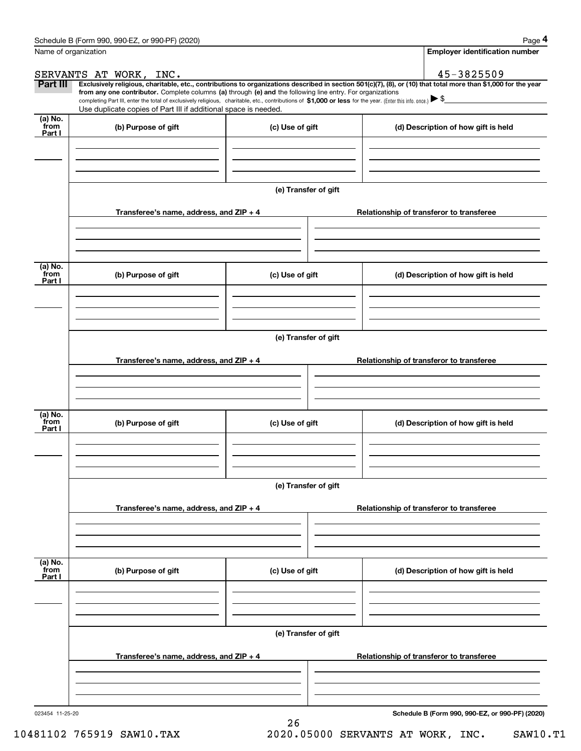Schedule B (Form 990, 990-EZ, or 990-PF) (2020)

Name of organization: SERVANTS AT WORK, INC.

Employer identification number: 45-3825509

**Part III** **Exclusively religious, charitable, etc., contributions to organizations described in section 501(c)(7), (8), or (10) that total more than $1,000 for the year from any one contributor.** Complete columns **(a)** through **(e) and** the following line entry. For organizations completing Part III, enter the total of exclusively religious, charitable, etc., contributions of **$1,000 or less** for the year. (Enter this info. once.) ▶ $

Use duplicate copies of Part III if additional space is needed.

| (a) No. from Part I | (b) Purpose of gift | (c) Use of gift | (d) Description of how gift is held |
|---|---|---|---|
| | | | |

(e) Transfer of gift

| Transferee's name, address, and ZIP + 4 | Relationship of transferor to transferee |
|---|---|
| | |

| (a) No. from Part I | (b) Purpose of gift | (c) Use of gift | (d) Description of how gift is held |
|---|---|---|---|
| | | | |

(e) Transfer of gift

| Transferee's name, address, and ZIP + 4 | Relationship of transferor to transferee |
|---|---|
| | |

| (a) No. from Part I | (b) Purpose of gift | (c) Use of gift | (d) Description of how gift is held |
|---|---|---|---|
| | | | |

(e) Transfer of gift

| Transferee's name, address, and ZIP + 4 | Relationship of transferor to transferee |
|---|---|
| | |

| (a) No. from Part I | (b) Purpose of gift | (c) Use of gift | (d) Description of how gift is held |
|---|---|---|---|
| | | | |

(e) Transfer of gift

| Transferee's name, address, and ZIP + 4 | Relationship of transferor to transferee |
|---|---|
| | |

023454 11-25-20

**Schedule B (Form 990, 990-EZ, or 990-PF) (2020)**

10481102 765919 SAW10.TAX 2020.05000 SERVANTS AT WORK, INC. SAW10.T1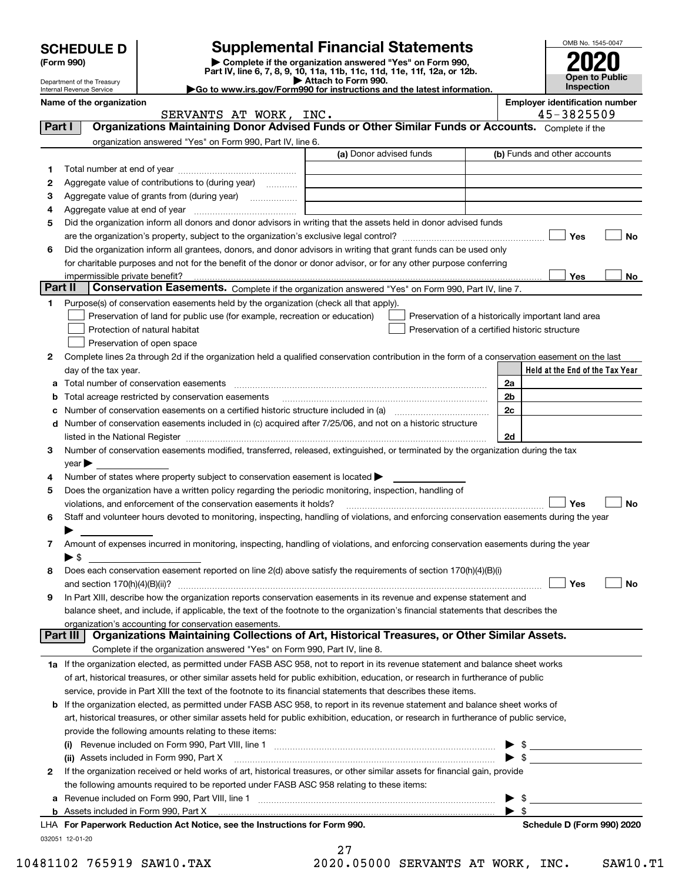# SCHEDULE D (Form 990)

Department of the Treasury
Internal Revenue Service

## Supplemental Financial Statements

▶ Complete if the organization answered "Yes" on Form 990, Part IV, line 6, 7, 8, 9, 10, 11a, 11b, 11c, 11d, 11e, 11f, 12a, or 12b.
▶ Attach to Form 990.
▶ Go to www.irs.gov/Form990 for instructions and the latest information.

OMB No. 1545-0047

**2020**

**Open to Public Inspection**

**Name of the organization**
SERVANTS AT WORK, INC.

**Employer identification number**
45-3825509

## Part I Organizations Maintaining Donor Advised Funds or Other Similar Funds or Accounts.

Complete if the organization answered "Yes" on Form 990, Part IV, line 6.

| | | (a) Donor advised funds | (b) Funds and other accounts |
|---|---|---|---|
| 1 | Total number at end of year | | |
| 2 | Aggregate value of contributions to (during year) | | |
| 3 | Aggregate value of grants from (during year) | | |
| 4 | Aggregate value at end of year | | |

5 Did the organization inform all donors and donor advisors in writing that the assets held in donor advised funds are the organization's property, subject to the organization's exclusive legal control? ☐ Yes ☐ No

6 Did the organization inform all grantees, donors, and donor advisors in writing that grant funds can be used only for charitable purposes and not for the benefit of the donor or donor advisor, or for any other purpose conferring impermissible private benefit? ☐ Yes ☐ No

## Part II Conservation Easements.

Complete if the organization answered "Yes" on Form 990, Part IV, line 7.

1 Purpose(s) of conservation easements held by the organization (check all that apply).

- ☐ Preservation of land for public use (for example, recreation or education)
- ☐ Protection of natural habitat
- ☐ Preservation of open space
- ☐ Preservation of a historically important land area
- ☐ Preservation of a certified historic structure

2 Complete lines 2a through 2d if the organization held a qualified conservation contribution in the form of a conservation easement on the last day of the tax year.

| | | | Held at the End of the Tax Year |
|---|---|---|---|
| a | Total number of conservation easements | 2a | |
| b | Total acreage restricted by conservation easements | 2b | |
| c | Number of conservation easements on a certified historic structure included in (a) | 2c | |
| d | Number of conservation easements included in (c) acquired after 7/25/06, and not on a historic structure listed in the National Register | 2d | |

3 Number of conservation easements modified, transferred, released, extinguished, or terminated by the organization during the tax year ▶

4 Number of states where property subject to conservation easement is located ▶

5 Does the organization have a written policy regarding the periodic monitoring, inspection, handling of violations, and enforcement of the conservation easements it holds? ☐ Yes ☐ No

6 Staff and volunteer hours devoted to monitoring, inspecting, handling of violations, and enforcing conservation easements during the year ▶

7 Amount of expenses incurred in monitoring, inspecting, handling of violations, and enforcing conservation easements during the year ▶ $

8 Does each conservation easement reported on line 2(d) above satisfy the requirements of section 170(h)(4)(B)(i) and section 170(h)(4)(B)(ii)? ☐ Yes ☐ No

9 In Part XIII, describe how the organization reports conservation easements in its revenue and expense statement and balance sheet, and include, if applicable, the text of the footnote to the organization's financial statements that describes the organization's accounting for conservation easements.

## Part III Organizations Maintaining Collections of Art, Historical Treasures, or Other Similar Assets.

Complete if the organization answered "Yes" on Form 990, Part IV, line 8.

1a If the organization elected, as permitted under FASB ASC 958, not to report in its revenue statement and balance sheet works of art, historical treasures, or other similar assets held for public exhibition, education, or research in furtherance of public service, provide in Part XIII the text of the footnote to its financial statements that describes these items.

b If the organization elected, as permitted under FASB ASC 958, to report in its revenue statement and balance sheet works of art, historical treasures, or other similar assets held for public exhibition, education, or research in furtherance of public service, provide the following amounts relating to these items:

(i) Revenue included on Form 990, Part VIII, line 1 ▶ $

(ii) Assets included in Form 990, Part X ▶ $

2 If the organization received or held works of art, historical treasures, or other similar assets for financial gain, provide the following amounts required to be reported under FASB ASC 958 relating to these items:

a Revenue included on Form 990, Part VIII, line 1 ▶ $

b Assets included in Form 990, Part X ▶ $

LHA **For Paperwork Reduction Act Notice, see the Instructions for Form 990.**

**Schedule D (Form 990) 2020**

032051 12-01-20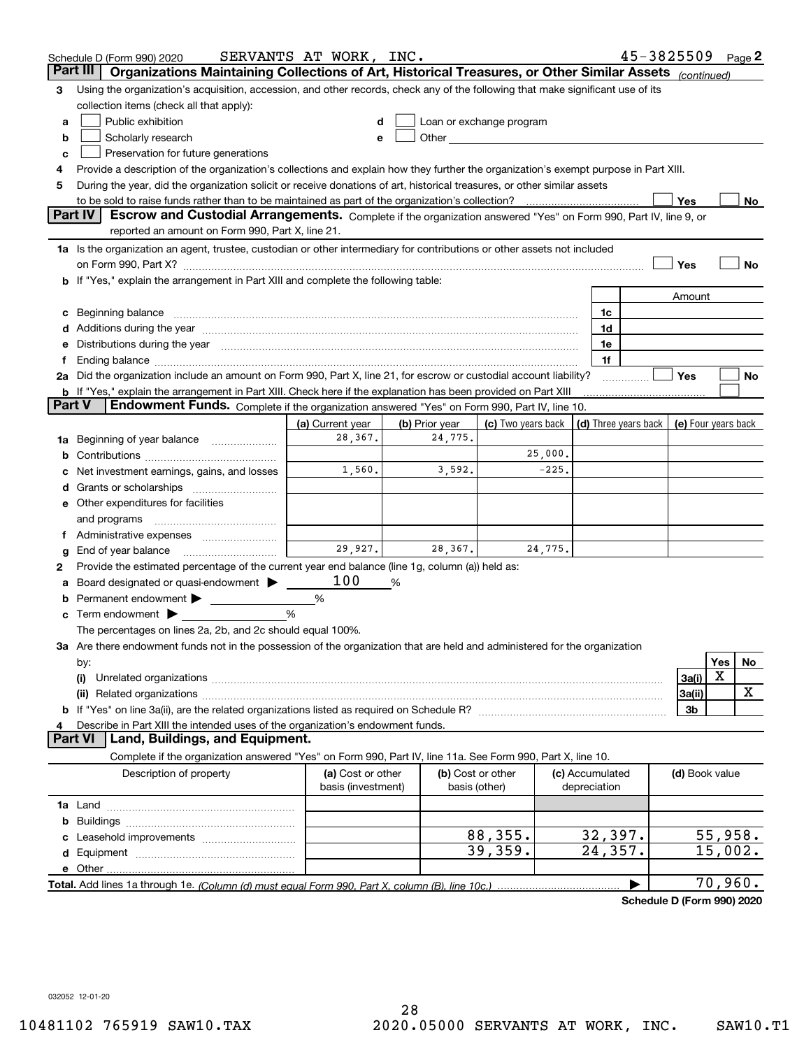Schedule D (Form 990) 2020 SERVANTS AT WORK, INC. 45-3825509 Page 2

## Part III Organizations Maintaining Collections of Art, Historical Treasures, or Other Similar Assets *(continued)*

3 Using the organization's acquisition, accession, and other records, check any of the following that make significant use of its collection items (check all that apply):

a ☐ Public exhibition
b ☐ Scholarly research
c ☐ Preservation for future generations
d ☐ Loan or exchange program
e ☐ Other

4 Provide a description of the organization's collections and explain how they further the organization's exempt purpose in Part XIII.

5 During the year, did the organization solicit or receive donations of art, historical treasures, or other similar assets to be sold to raise funds rather than to be maintained as part of the organization's collection? ☐ Yes ☐ No

## Part IV Escrow and Custodial Arrangements.

Complete if the organization answered "Yes" on Form 990, Part IV, line 9, or reported an amount on Form 990, Part X, line 21.

1a Is the organization an agent, trustee, custodian or other intermediary for contributions or other assets not included on Form 990, Part X? ☐ Yes ☐ No

b If "Yes," explain the arrangement in Part XIII and complete the following table:

| | | Amount |
|---|---|---|
| c Beginning balance | 1c | |
| d Additions during the year | 1d | |
| e Distributions during the year | 1e | |
| f Ending balance | 1f | |

2a Did the organization include an amount on Form 990, Part X, line 21, for escrow or custodial account liability? ☐ Yes ☐ No

b If "Yes," explain the arrangement in Part XIII. Check here if the explanation has been provided on Part XIII ☐

## Part V Endowment Funds.

Complete if the organization answered "Yes" on Form 990, Part IV, line 10.

| | (a) Current year | (b) Prior year | (c) Two years back | (d) Three years back | (e) Four years back |
|---|---|---|---|---|---|
| 1a Beginning of year balance | 28,367. | 24,775. | | | |
| b Contributions | | | 25,000. | | |
| c Net investment earnings, gains, and losses | 1,560. | 3,592. | -225. | | |
| d Grants or scholarships | | | | | |
| e Other expenditures for facilities and programs | | | | | |
| f Administrative expenses | | | | | |
| g End of year balance | 29,927. | 28,367. | 24,775. | | |

2 Provide the estimated percentage of the current year end balance (line 1g, column (a)) held as:

a Board designated or quasi-endowment ▶ 100 %
b Permanent endowment ▶ %
c Term endowment ▶ %

The percentages on lines 2a, 2b, and 2c should equal 100%.

3a Are there endowment funds not in the possession of the organization that are held and administered for the organization by:

| | | Yes | No |
|---|---|---|---|
| (i) Unrelated organizations | 3a(i) | X | |
| (ii) Related organizations | 3a(ii) | | X |
| b If "Yes" on line 3a(ii), are the related organizations listed as required on Schedule R? | 3b | | |

4 Describe in Part XIII the intended uses of the organization's endowment funds.

## Part VI Land, Buildings, and Equipment.

Complete if the organization answered "Yes" on Form 990, Part IV, line 11a. See Form 990, Part X, line 10.

| Description of property | (a) Cost or other basis (investment) | (b) Cost or other basis (other) | (c) Accumulated depreciation | (d) Book value |
|---|---|---|---|---|
| 1a Land | | | | |
| b Buildings | | | | |
| c Leasehold improvements | | 88,355. | 32,397. | 55,958. |
| d Equipment | | 39,359. | 24,357. | 15,002. |
| e Other | | | | |
| **Total.** Add lines 1a through 1e. *(Column (d) must equal Form 990, Part X, column (B), line 10c.)* | | | | 70,960. |

**Schedule D (Form 990) 2020**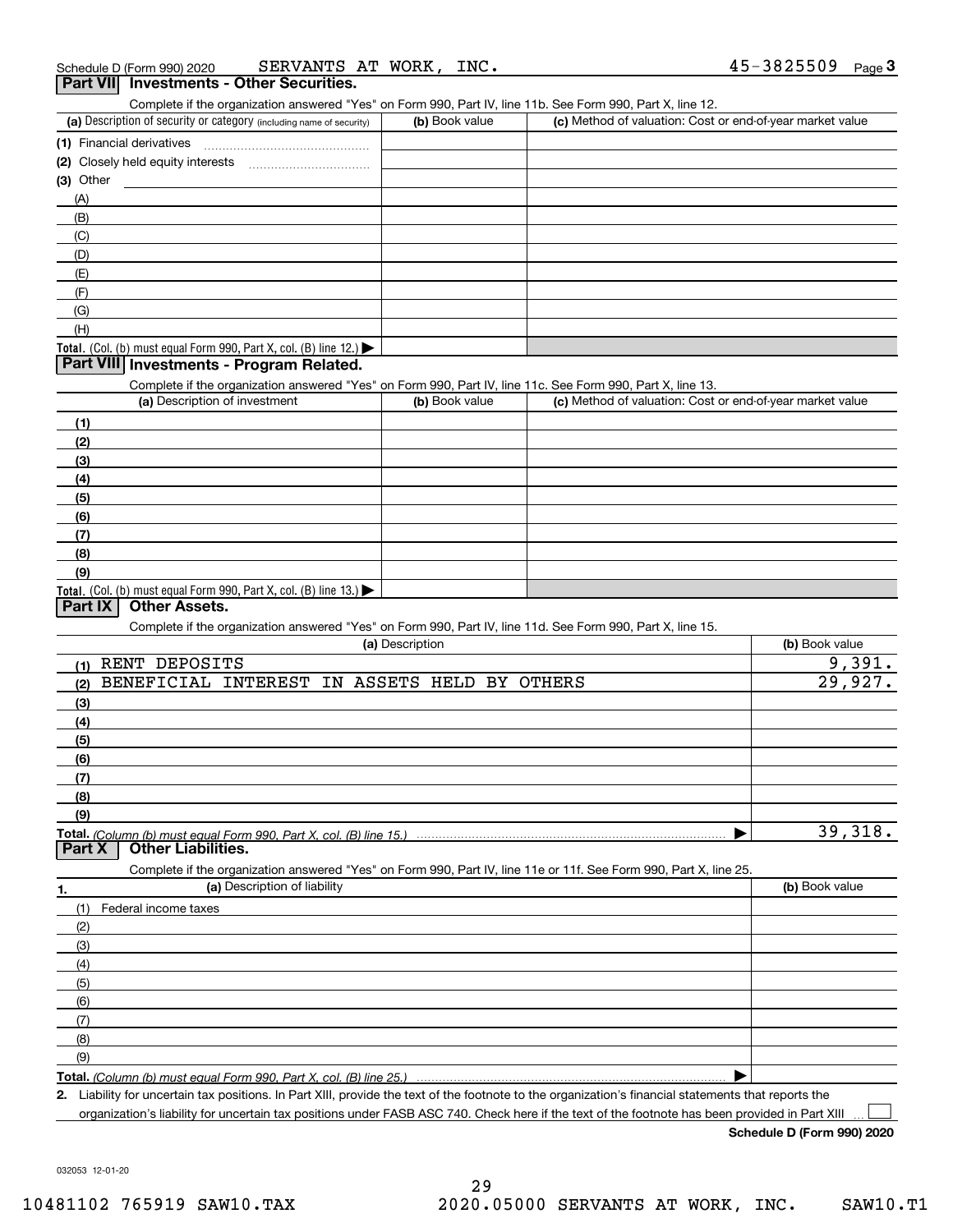Schedule D (Form 990) 2020 SERVANTS AT WORK, INC. 45-3825509 Page 3

## Part VII Investments - Other Securities.

Complete if the organization answered "Yes" on Form 990, Part IV, line 11b. See Form 990, Part X, line 12.

| (a) Description of security or category (including name of security) | (b) Book value | (c) Method of valuation: Cost or end-of-year market value |
|---|---|---|
| (1) Financial derivatives | | |
| (2) Closely held equity interests | | |
| (3) Other | | |
| (A) | | |
| (B) | | |
| (C) | | |
| (D) | | |
| (E) | | |
| (F) | | |
| (G) | | |
| (H) | | |
| **Total.** (Col. (b) must equal Form 990, Part X, col. (B) line 12.) ▶ | | |

## Part VIII Investments - Program Related.

Complete if the organization answered "Yes" on Form 990, Part IV, line 11c. See Form 990, Part X, line 13.

| (a) Description of investment | (b) Book value | (c) Method of valuation: Cost or end-of-year market value |
|---|---|---|
| (1) | | |
| (2) | | |
| (3) | | |
| (4) | | |
| (5) | | |
| (6) | | |
| (7) | | |
| (8) | | |
| (9) | | |
| **Total.** (Col. (b) must equal Form 990, Part X, col. (B) line 13.) ▶ | | |

## Part IX Other Assets.

Complete if the organization answered "Yes" on Form 990, Part IV, line 11d. See Form 990, Part X, line 15.

| (a) Description | (b) Book value |
|---|---|
| (1) RENT DEPOSITS | 9,391. |
| (2) BENEFICIAL INTEREST IN ASSETS HELD BY OTHERS | 29,927. |
| (3) | |
| (4) | |
| (5) | |
| (6) | |
| (7) | |
| (8) | |
| (9) | |
| **Total.** *(Column (b) must equal Form 990, Part X, col. (B) line 15.)* ▶ | 39,318. |

## Part X Other Liabilities.

Complete if the organization answered "Yes" on Form 990, Part IV, line 11e or 11f. See Form 990, Part X, line 25.

| 1. (a) Description of liability | (b) Book value |
|---|---|
| (1) Federal income taxes | |
| (2) | |
| (3) | |
| (4) | |
| (5) | |
| (6) | |
| (7) | |
| (8) | |
| (9) | |
| **Total.** *(Column (b) must equal Form 990, Part X, col. (B) line 25.)* ▶ | |

2. Liability for uncertain tax positions. In Part XIII, provide the text of the footnote to the organization's financial statements that reports the organization's liability for uncertain tax positions under FASB ASC 740. Check here if the text of the footnote has been provided in Part XIII ☐

**Schedule D (Form 990) 2020**

032053 12-01-20

10481102 765919 SAW10.TAX 2020.05000 SERVANTS AT WORK, INC. SAW10.T1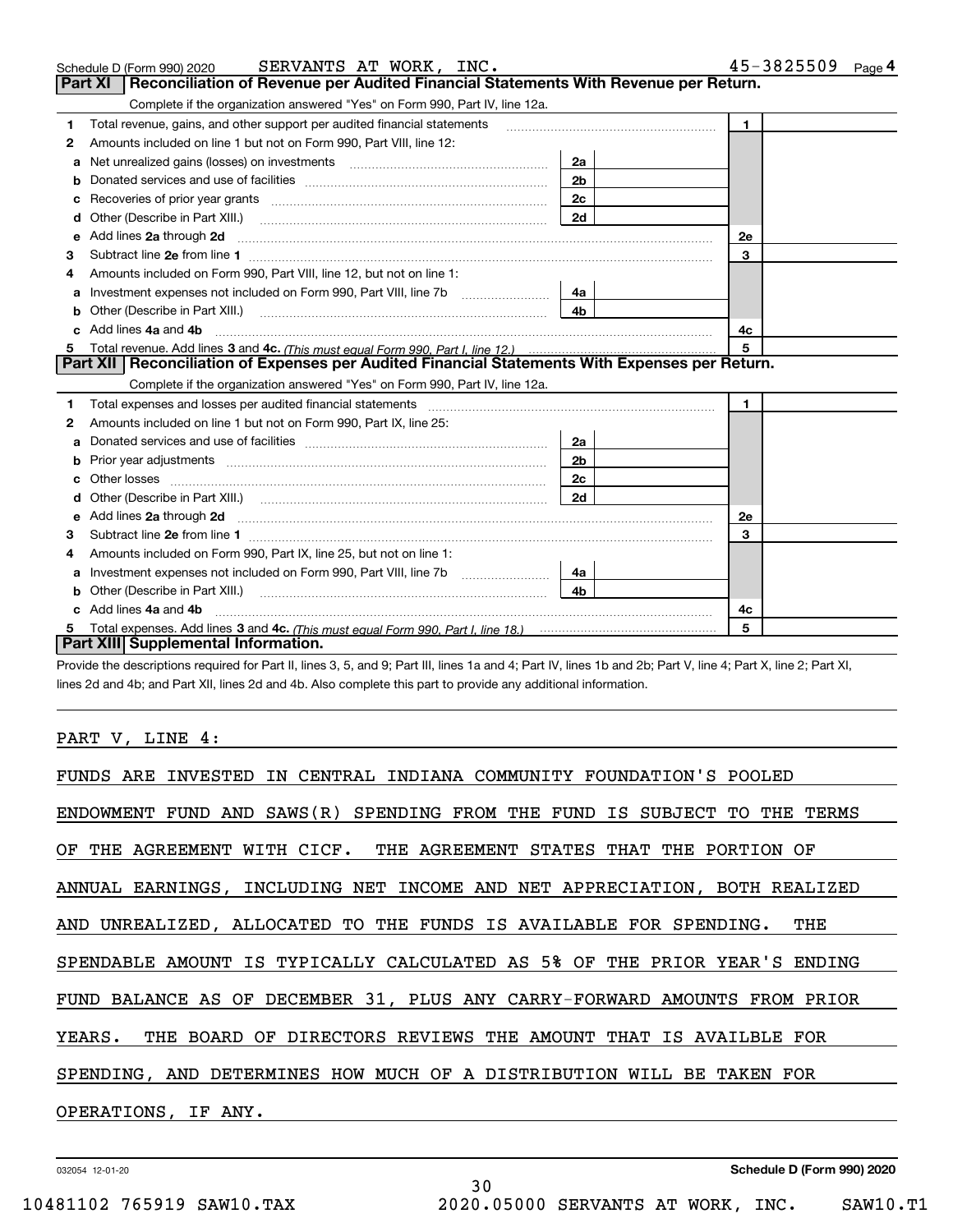Schedule D (Form 990) 2020 SERVANTS AT WORK, INC. 45-3825509 Page **4**

## Part XI Reconciliation of Revenue per Audited Financial Statements With Revenue per Return.

Complete if the organization answered "Yes" on Form 990, Part IV, line 12a.

| | | | | | |
|---|---|---|---|---|---|
| **1** | Total revenue, gains, and other support per audited financial statements | | | 1 | |
| **2** | Amounts included on line 1 but not on Form 990, Part VIII, line 12: | | | | |
| **a** | Net unrealized gains (losses) on investments | 2a | | | |
| **b** | Donated services and use of facilities | 2b | | | |
| **c** | Recoveries of prior year grants | 2c | | | |
| **d** | Other (Describe in Part XIII.) | 2d | | | |
| **e** | Add lines **2a** through **2d** | | | 2e | |
| **3** | Subtract line **2e** from line **1** | | | 3 | |
| **4** | Amounts included on Form 990, Part VIII, line 12, but not on line 1: | | | | |
| **a** | Investment expenses not included on Form 990, Part VIII, line 7b | 4a | | | |
| **b** | Other (Describe in Part XIII.) | 4b | | | |
| **c** | Add lines **4a** and **4b** | | | 4c | |
| **5** | Total revenue. Add lines **3** and **4c.** *(This must equal Form 990, Part I, line 12.)* | | | 5 | |

## Part XII Reconciliation of Expenses per Audited Financial Statements With Expenses per Return.

Complete if the organization answered "Yes" on Form 990, Part IV, line 12a.

| | | | | | |
|---|---|---|---|---|---|
| **1** | Total expenses and losses per audited financial statements | | | 1 | |
| **2** | Amounts included on line 1 but not on Form 990, Part IX, line 25: | | | | |
| **a** | Donated services and use of facilities | 2a | | | |
| **b** | Prior year adjustments | 2b | | | |
| **c** | Other losses | 2c | | | |
| **d** | Other (Describe in Part XIII.) | 2d | | | |
| **e** | Add lines **2a** through **2d** | | | 2e | |
| **3** | Subtract line **2e** from line **1** | | | 3 | |
| **4** | Amounts included on Form 990, Part IX, line 25, but not on line 1: | | | | |
| **a** | Investment expenses not included on Form 990, Part VIII, line 7b | 4a | | | |
| **b** | Other (Describe in Part XIII.) | 4b | | | |
| **c** | Add lines **4a** and **4b** | | | 4c | |
| **5** | Total expenses. Add lines **3** and **4c.** *(This must equal Form 990, Part I, line 18.)* | | | 5 | |

## Part XIII Supplemental Information.

Provide the descriptions required for Part II, lines 3, 5, and 9; Part III, lines 1a and 4; Part IV, lines 1b and 2b; Part V, line 4; Part X, line 2; Part XI, lines 2d and 4b; and Part XII, lines 2d and 4b. Also complete this part to provide any additional information.

PART V, LINE 4:

FUNDS ARE INVESTED IN CENTRAL INDIANA COMMUNITY FOUNDATION'S POOLED ENDOWMENT FUND AND SAWS(R) SPENDING FROM THE FUND IS SUBJECT TO THE TERMS OF THE AGREEMENT WITH CICF. THE AGREEMENT STATES THAT THE PORTION OF ANNUAL EARNINGS, INCLUDING NET INCOME AND NET APPRECIATION, BOTH REALIZED AND UNREALIZED, ALLOCATED TO THE FUNDS IS AVAILABLE FOR SPENDING. THE SPENDABLE AMOUNT IS TYPICALLY CALCULATED AS 5% OF THE PRIOR YEAR'S ENDING FUND BALANCE AS OF DECEMBER 31, PLUS ANY CARRY-FORWARD AMOUNTS FROM PRIOR YEARS. THE BOARD OF DIRECTORS REVIEWS THE AMOUNT THAT IS AVAILBLE FOR SPENDING, AND DETERMINES HOW MUCH OF A DISTRIBUTION WILL BE TAKEN FOR OPERATIONS, IF ANY.

032054 12-01-20 **Schedule D (Form 990) 2020**

10481102 765919 SAW10.TAX 2020.05000 SERVANTS AT WORK, INC. SAW10.T1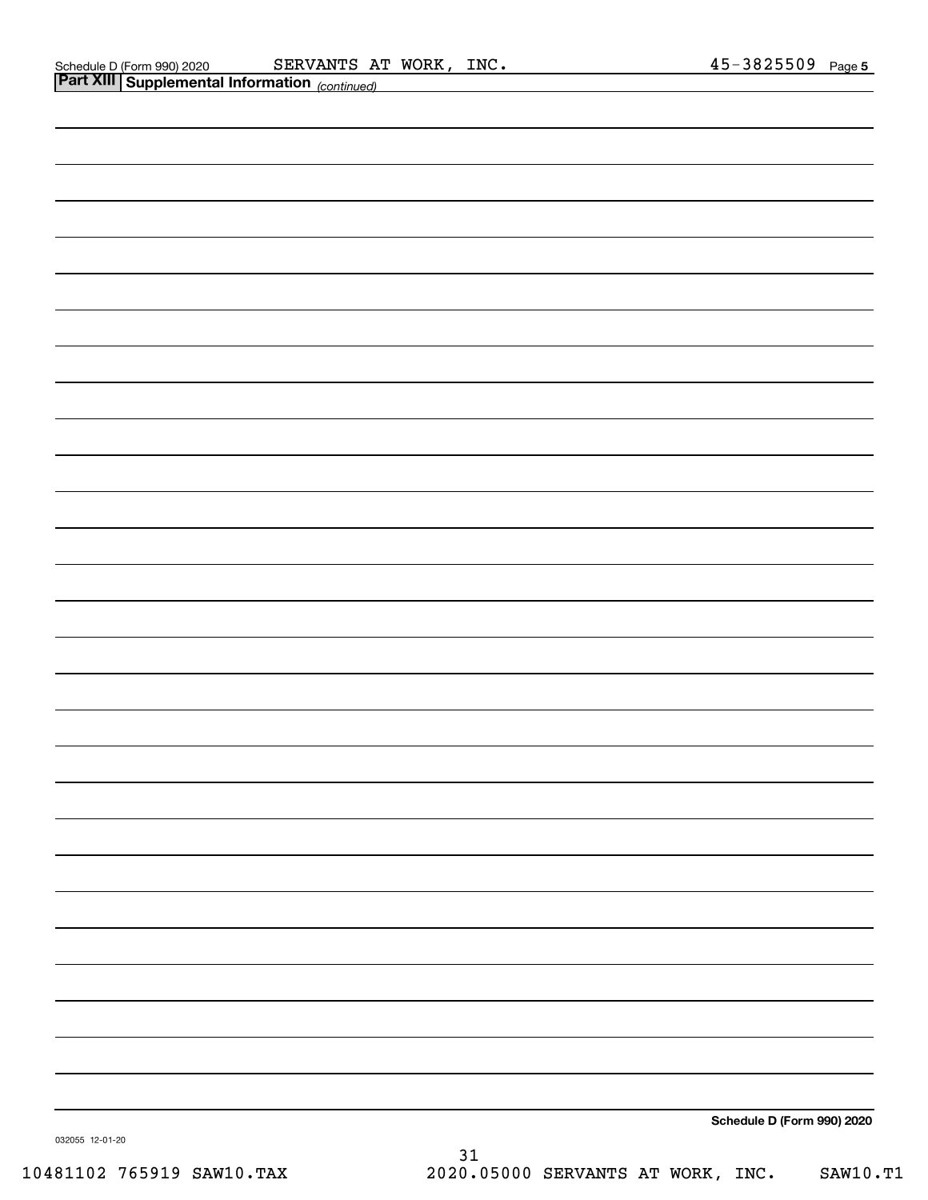Schedule D (Form 990) 2020 SERVANTS AT WORK, INC. 45-3825509 Page 5

**Part XIII Supplemental Information** *(continued)*

**Schedule D (Form 990) 2020**

032055 12-01-20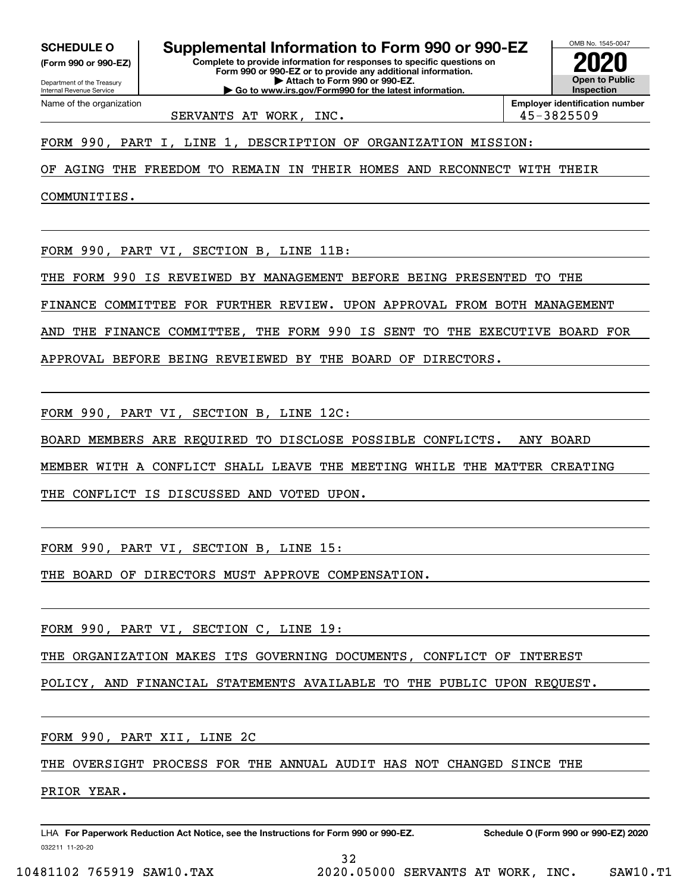**SCHEDULE O**
**(Form 990 or 990-EZ)**

Department of the Treasury
Internal Revenue Service

# Supplemental Information to Form 990 or 990-EZ

**Complete to provide information for responses to specific questions on Form 990 or 990-EZ or to provide any additional information.**
**▶ Attach to Form 990 or 990-EZ.**
**▶ Go to www.irs.gov/Form990 for the latest information.**

OMB No. 1545-0047
**2020**
**Open to Public Inspection**

Name of the organization: SERVANTS AT WORK, INC.
**Employer identification number**: 45-3825509

FORM 990, PART I, LINE 1, DESCRIPTION OF ORGANIZATION MISSION:

OF AGING THE FREEDOM TO REMAIN IN THEIR HOMES AND RECONNECT WITH THEIR COMMUNITIES.

FORM 990, PART VI, SECTION B, LINE 11B:

THE FORM 990 IS REVEIWED BY MANAGEMENT BEFORE BEING PRESENTED TO THE FINANCE COMMITTEE FOR FURTHER REVIEW. UPON APPROVAL FROM BOTH MANAGEMENT AND THE FINANCE COMMITTEE, THE FORM 990 IS SENT TO THE EXECUTIVE BOARD FOR APPROVAL BEFORE BEING REVEIEWED BY THE BOARD OF DIRECTORS.

FORM 990, PART VI, SECTION B, LINE 12C:

BOARD MEMBERS ARE REQUIRED TO DISCLOSE POSSIBLE CONFLICTS. ANY BOARD MEMBER WITH A CONFLICT SHALL LEAVE THE MEETING WHILE THE MATTER CREATING THE CONFLICT IS DISCUSSED AND VOTED UPON.

FORM 990, PART VI, SECTION B, LINE 15:

THE BOARD OF DIRECTORS MUST APPROVE COMPENSATION.

FORM 990, PART VI, SECTION C, LINE 19:

THE ORGANIZATION MAKES ITS GOVERNING DOCUMENTS, CONFLICT OF INTEREST POLICY, AND FINANCIAL STATEMENTS AVAILABLE TO THE PUBLIC UPON REQUEST.

FORM 990, PART XII, LINE 2C

THE OVERSIGHT PROCESS FOR THE ANNUAL AUDIT HAS NOT CHANGED SINCE THE PRIOR YEAR.

LHA **For Paperwork Reduction Act Notice, see the Instructions for Form 990 or 990-EZ.** **Schedule O (Form 990 or 990-EZ) 2020**
032211 11-20-20